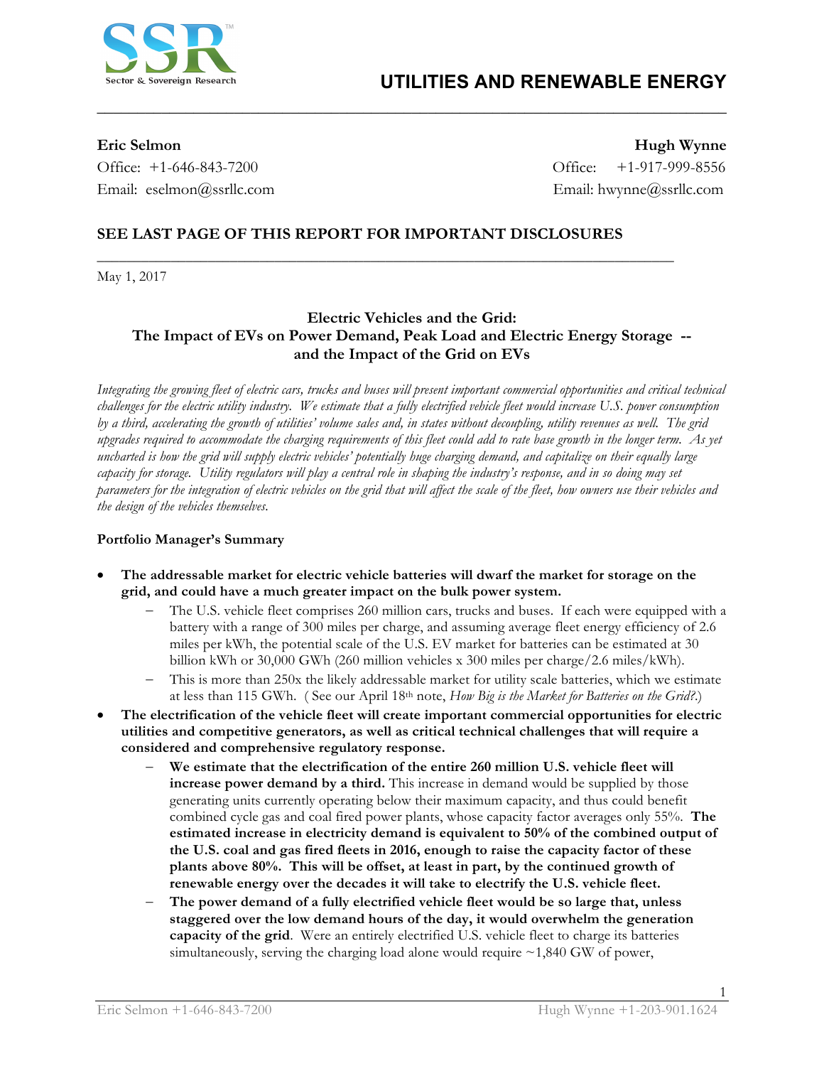# UTILITIES AND RENEWABLE ENERGY

**Eric Selmon**
Office: +1-646-843-7200
Email: eselmon@ssrllc.com

**Hugh Wynne**
Office: +1-917-999-8556
Email: hwynne@ssrllc.com

**SEE LAST PAGE OF THIS REPORT FOR IMPORTANT DISCLOSURES**

May 1, 2017

## Electric Vehicles and the Grid: The Impact of EVs on Power Demand, Peak Load and Electric Energy Storage -- and the Impact of the Grid on EVs

*Integrating the growing fleet of electric cars, trucks and buses will present important commercial opportunities and critical technical challenges for the electric utility industry. We estimate that a fully electrified vehicle fleet would increase U.S. power consumption by a third, accelerating the growth of utilities' volume sales and, in states without decoupling, utility revenues as well. The grid upgrades required to accommodate the charging requirements of this fleet could add to rate base growth in the longer term. As yet uncharted is how the grid will supply electric vehicles' potentially huge charging demand, and capitalize on their equally large capacity for storage. Utility regulators will play a central role in shaping the industry's response, and in so doing may set parameters for the integration of electric vehicles on the grid that will affect the scale of the fleet, how owners use their vehicles and the design of the vehicles themselves.*

### Portfolio Manager's Summary

- **The addressable market for electric vehicle batteries will dwarf the market for storage on the grid, and could have a much greater impact on the bulk power system.**
  - The U.S. vehicle fleet comprises 260 million cars, trucks and buses. If each were equipped with a battery with a range of 300 miles per charge, and assuming average fleet energy efficiency of 2.6 miles per kWh, the potential scale of the U.S. EV market for batteries can be estimated at 30 billion kWh or 30,000 GWh (260 million vehicles x 300 miles per charge/2.6 miles/kWh).
  - This is more than 250x the likely addressable market for utility scale batteries, which we estimate at less than 115 GWh. (See our April 18th note, *How Big is the Market for Batteries on the Grid?*.)
- **The electrification of the vehicle fleet will create important commercial opportunities for electric utilities and competitive generators, as well as critical technical challenges that will require a considered and comprehensive regulatory response.**
  - **We estimate that the electrification of the entire 260 million U.S. vehicle fleet will increase power demand by a third.** This increase in demand would be supplied by those generating units currently operating below their maximum capacity, and thus could benefit combined cycle gas and coal fired power plants, whose capacity factor averages only 55%. **The estimated increase in electricity demand is equivalent to 50% of the combined output of the U.S. coal and gas fired fleets in 2016, enough to raise the capacity factor of these plants above 80%. This will be offset, at least in part, by the continued growth of renewable energy over the decades it will take to electrify the U.S. vehicle fleet.**
  - **The power demand of a fully electrified vehicle fleet would be so large that, unless staggered over the low demand hours of the day, it would overwhelm the generation capacity of the grid**. Were an entirely electrified U.S. vehicle fleet to charge its batteries simultaneously, serving the charging load alone would require ~1,840 GW of power,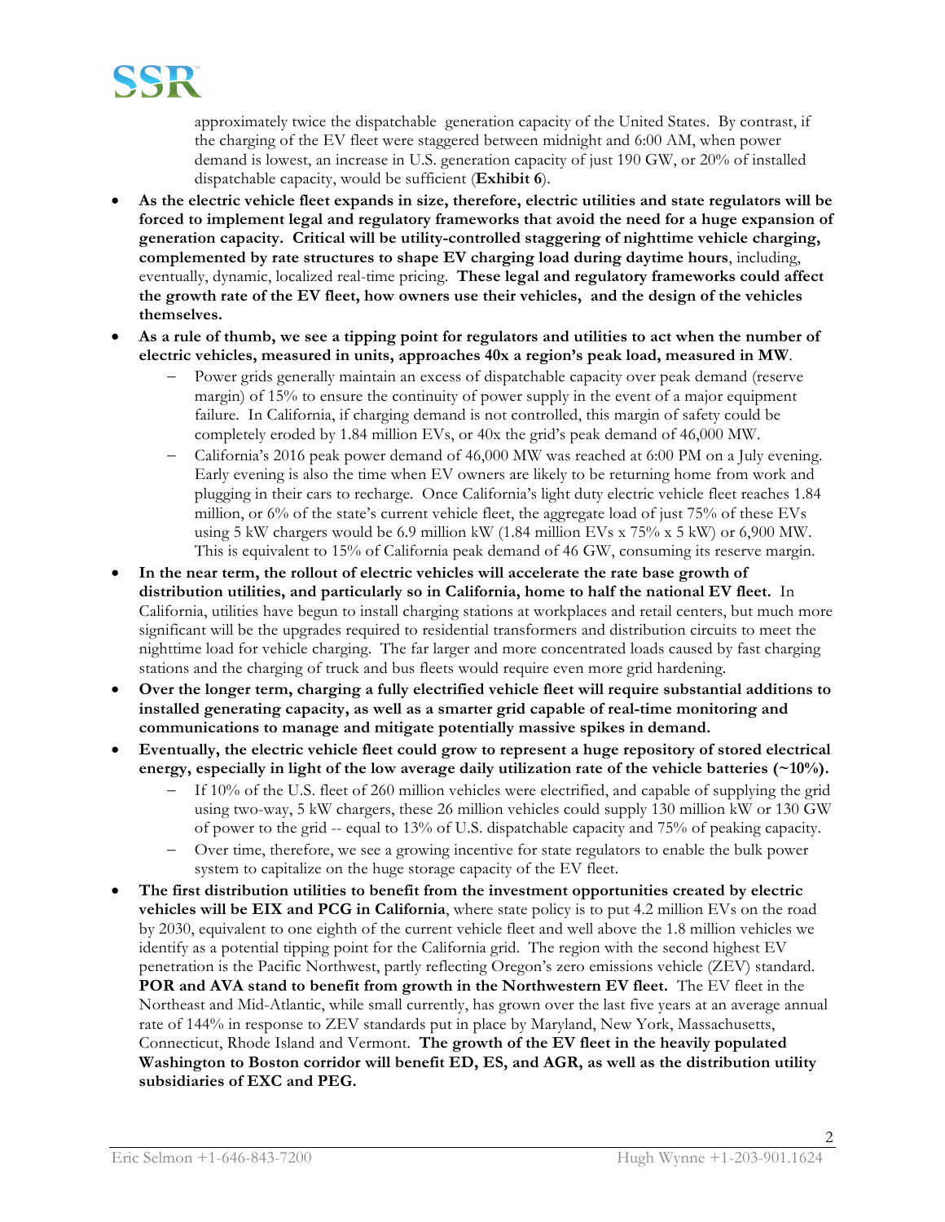approximately twice the dispatchable generation capacity of the United States. By contrast, if the charging of the EV fleet were staggered between midnight and 6:00 AM, when power demand is lowest, an increase in U.S. generation capacity of just 190 GW, or 20% of installed dispatchable capacity, would be sufficient (**Exhibit 6**).

- **As the electric vehicle fleet expands in size, therefore, electric utilities and state regulators will be forced to implement legal and regulatory frameworks that avoid the need for a huge expansion of generation capacity. Critical will be utility-controlled staggering of nighttime vehicle charging, complemented by rate structures to shape EV charging load during daytime hours**, including, eventually, dynamic, localized real-time pricing. **These legal and regulatory frameworks could affect the growth rate of the EV fleet, how owners use their vehicles, and the design of the vehicles themselves.**
- **As a rule of thumb, we see a tipping point for regulators and utilities to act when the number of electric vehicles, measured in units, approaches 40x a region's peak load, measured in MW**.
    - Power grids generally maintain an excess of dispatchable capacity over peak demand (reserve margin) of 15% to ensure the continuity of power supply in the event of a major equipment failure. In California, if charging demand is not controlled, this margin of safety could be completely eroded by 1.84 million EVs, or 40x the grid's peak demand of 46,000 MW.
    - California's 2016 peak power demand of 46,000 MW was reached at 6:00 PM on a July evening. Early evening is also the time when EV owners are likely to be returning home from work and plugging in their cars to recharge. Once California's light duty electric vehicle fleet reaches 1.84 million, or 6% of the state's current vehicle fleet, the aggregate load of just 75% of these EVs using 5 kW chargers would be 6.9 million kW (1.84 million EVs x 75% x 5 kW) or 6,900 MW. This is equivalent to 15% of California peak demand of 46 GW, consuming its reserve margin.
- **In the near term, the rollout of electric vehicles will accelerate the rate base growth of distribution utilities, and particularly so in California, home to half the national EV fleet.** In California, utilities have begun to install charging stations at workplaces and retail centers, but much more significant will be the upgrades required to residential transformers and distribution circuits to meet the nighttime load for vehicle charging. The far larger and more concentrated loads caused by fast charging stations and the charging of truck and bus fleets would require even more grid hardening.
- **Over the longer term, charging a fully electrified vehicle fleet will require substantial additions to installed generating capacity, as well as a smarter grid capable of real-time monitoring and communications to manage and mitigate potentially massive spikes in demand.**
- **Eventually, the electric vehicle fleet could grow to represent a huge repository of stored electrical energy, especially in light of the low average daily utilization rate of the vehicle batteries (~10%).**
    - If 10% of the U.S. fleet of 260 million vehicles were electrified, and capable of supplying the grid using two-way, 5 kW chargers, these 26 million vehicles could supply 130 million kW or 130 GW of power to the grid -- equal to 13% of U.S. dispatchable capacity and 75% of peaking capacity.
    - Over time, therefore, we see a growing incentive for state regulators to enable the bulk power system to capitalize on the huge storage capacity of the EV fleet.
- **The first distribution utilities to benefit from the investment opportunities created by electric vehicles will be EIX and PCG in California**, where state policy is to put 4.2 million EVs on the road by 2030, equivalent to one eighth of the current vehicle fleet and well above the 1.8 million vehicles we identify as a potential tipping point for the California grid. The region with the second highest EV penetration is the Pacific Northwest, partly reflecting Oregon's zero emissions vehicle (ZEV) standard. **POR and AVA stand to benefit from growth in the Northwestern EV fleet.** The EV fleet in the Northeast and Mid-Atlantic, while small currently, has grown over the last five years at an average annual rate of 144% in response to ZEV standards put in place by Maryland, New York, Massachusetts, Connecticut, Rhode Island and Vermont. **The growth of the EV fleet in the heavily populated Washington to Boston corridor will benefit ED, ES, and AGR, as well as the distribution utility subsidiaries of EXC and PEG.**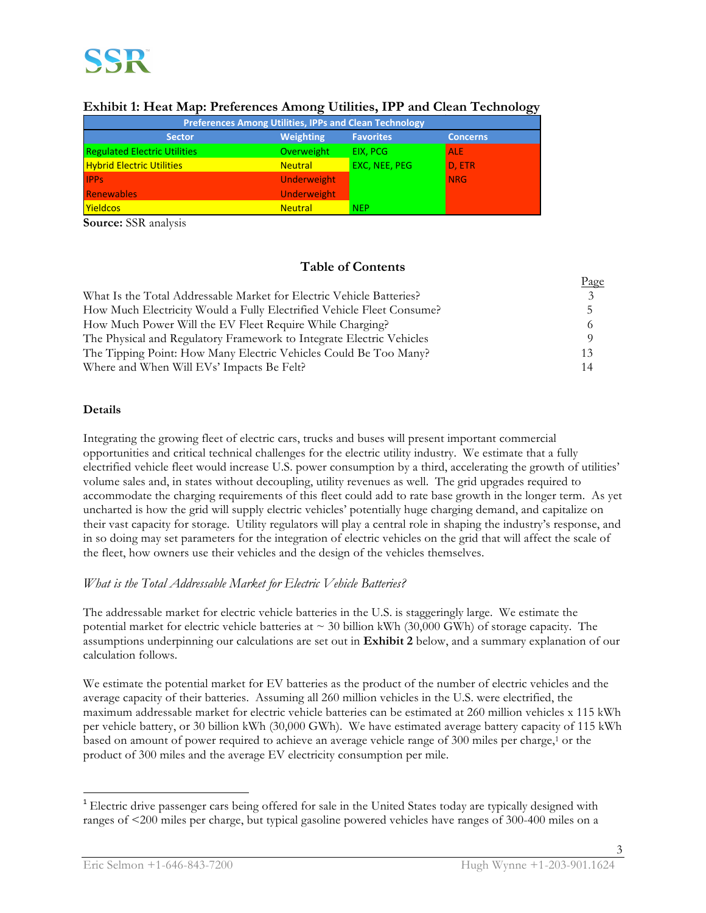**Exhibit 1: Heat Map: Preferences Among Utilities, IPP and Clean Technology**

| Preferences Among Utilities, IPPs and Clean Technology | | | |
|---|---|---|---|
| **Sector** | **Weighting** | **Favorites** | **Concerns** |
| Regulated Electric Utilities | Overweight | EIX, PCG | ALE |
| Hybrid Electric Utilities | Neutral | EXC, NEE, PEG | D, ETR |
| IPPs | Underweight | | NRG |
| Renewables | Underweight | | |
| Yieldcos | Neutral | NEP | |

**Source:** SSR analysis

## Table of Contents

| | Page |
|---|---|
| What Is the Total Addressable Market for Electric Vehicle Batteries? | 3 |
| How Much Electricity Would a Fully Electrified Vehicle Fleet Consume? | 5 |
| How Much Power Will the EV Fleet Require While Charging? | 6 |
| The Physical and Regulatory Framework to Integrate Electric Vehicles | 9 |
| The Tipping Point: How Many Electric Vehicles Could Be Too Many? | 13 |
| Where and When Will EVs' Impacts Be Felt? | 14 |

**Details**

Integrating the growing fleet of electric cars, trucks and buses will present important commercial opportunities and critical technical challenges for the electric utility industry. We estimate that a fully electrified vehicle fleet would increase U.S. power consumption by a third, accelerating the growth of utilities' volume sales and, in states without decoupling, utility revenues as well. The grid upgrades required to accommodate the charging requirements of this fleet could add to rate base growth in the longer term. As yet uncharted is how the grid will supply electric vehicles' potentially huge charging demand, and capitalize on their vast capacity for storage. Utility regulators will play a central role in shaping the industry's response, and in so doing may set parameters for the integration of electric vehicles on the grid that will affect the scale of the fleet, how owners use their vehicles and the design of the vehicles themselves.

*What is the Total Addressable Market for Electric Vehicle Batteries?*

The addressable market for electric vehicle batteries in the U.S. is staggeringly large. We estimate the potential market for electric vehicle batteries at ~ 30 billion kWh (30,000 GWh) of storage capacity. The assumptions underpinning our calculations are set out in **Exhibit 2** below, and a summary explanation of our calculation follows.

We estimate the potential market for EV batteries as the product of the number of electric vehicles and the average capacity of their batteries. Assuming all 260 million vehicles in the U.S. were electrified, the maximum addressable market for electric vehicle batteries can be estimated at 260 million vehicles x 115 kWh per vehicle battery, or 30 billion kWh (30,000 GWh). We have estimated average battery capacity of 115 kWh based on amount of power required to achieve an average vehicle range of 300 miles per charge,[1] or the product of 300 miles and the average EV electricity consumption per mile.

[1] Electric drive passenger cars being offered for sale in the United States today are typically designed with ranges of <200 miles per charge, but typical gasoline powered vehicles have ranges of 300-400 miles on a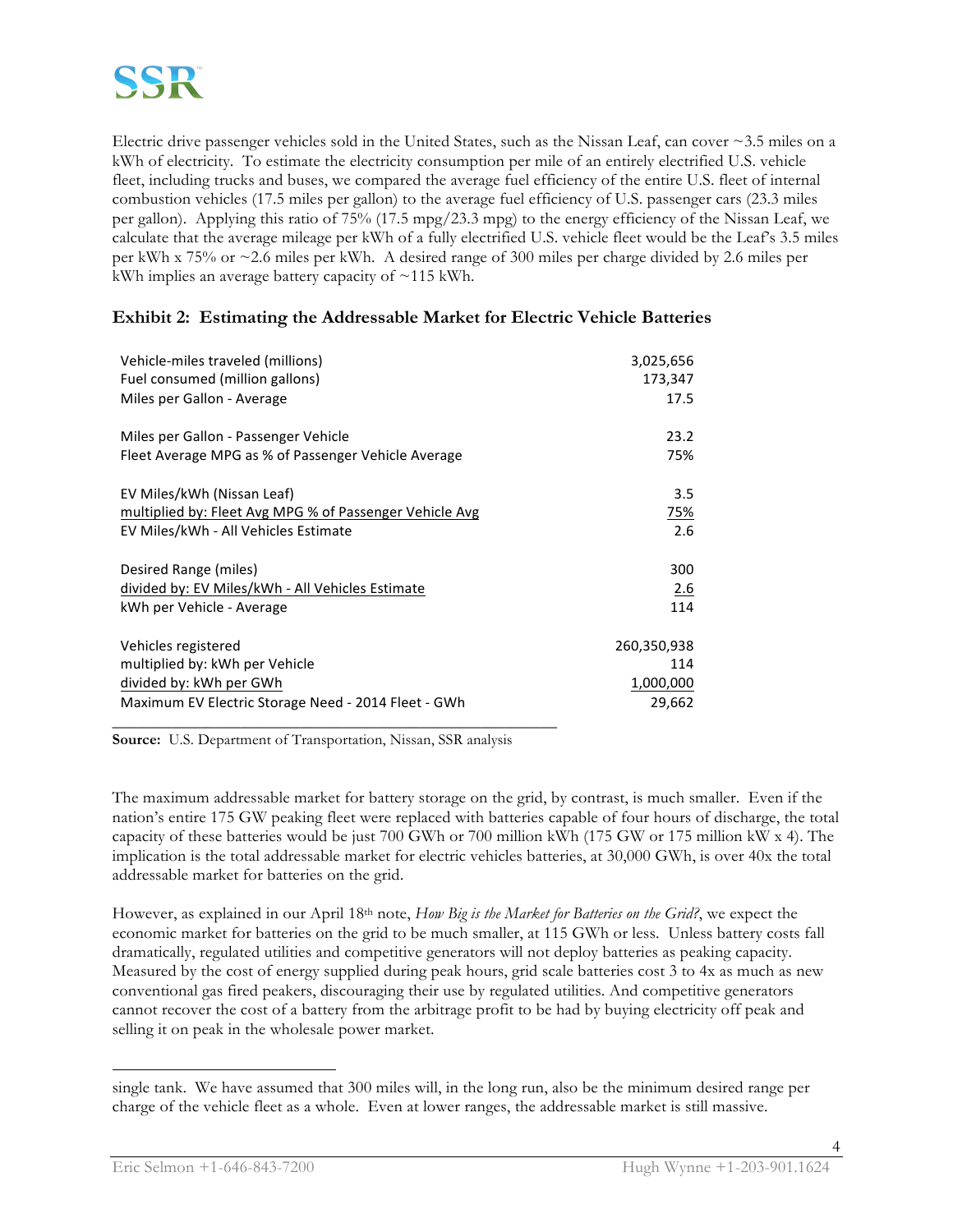Electric drive passenger vehicles sold in the United States, such as the Nissan Leaf, can cover ~3.5 miles on a kWh of electricity. To estimate the electricity consumption per mile of an entirely electrified U.S. vehicle fleet, including trucks and buses, we compared the average fuel efficiency of the entire U.S. fleet of internal combustion vehicles (17.5 miles per gallon) to the average fuel efficiency of U.S. passenger cars (23.3 miles per gallon). Applying this ratio of 75% (17.5 mpg/23.3 mpg) to the energy efficiency of the Nissan Leaf, we calculate that the average mileage per kWh of a fully electrified U.S. vehicle fleet would be the Leaf's 3.5 miles per kWh x 75% or ~2.6 miles per kWh. A desired range of 300 miles per charge divided by 2.6 miles per kWh implies an average battery capacity of ~115 kWh.

### Exhibit 2: Estimating the Addressable Market for Electric Vehicle Batteries

| | |
|---|---:|
| Vehicle-miles traveled (millions) | 3,025,656 |
| Fuel consumed (million gallons) | 173,347 |
| Miles per Gallon - Average | 17.5 |
| | |
| Miles per Gallon - Passenger Vehicle | 23.2 |
| Fleet Average MPG as % of Passenger Vehicle Average | 75% |
| | |
| EV Miles/kWh (Nissan Leaf) | 3.5 |
| multiplied by: Fleet Avg MPG % of Passenger Vehicle Avg | 75% |
| EV Miles/kWh - All Vehicles Estimate | 2.6 |
| | |
| Desired Range (miles) | 300 |
| divided by: EV Miles/kWh - All Vehicles Estimate | 2.6 |
| kWh per Vehicle - Average | 114 |
| | |
| Vehicles registered | 260,350,938 |
| multiplied by: kWh per Vehicle | 114 |
| divided by: kWh per GWh | 1,000,000 |
| Maximum EV Electric Storage Need - 2014 Fleet - GWh | 29,662 |

**Source:** U.S. Department of Transportation, Nissan, SSR analysis

The maximum addressable market for battery storage on the grid, by contrast, is much smaller. Even if the nation's entire 175 GW peaking fleet were replaced with batteries capable of four hours of discharge, the total capacity of these batteries would be just 700 GWh or 700 million kWh (175 GW or 175 million kW x 4). The implication is the total addressable market for electric vehicles batteries, at 30,000 GWh, is over 40x the total addressable market for batteries on the grid.

However, as explained in our April 18th note, *How Big is the Market for Batteries on the Grid?*, we expect the economic market for batteries on the grid to be much smaller, at 115 GWh or less. Unless battery costs fall dramatically, regulated utilities and competitive generators will not deploy batteries as peaking capacity. Measured by the cost of energy supplied during peak hours, grid scale batteries cost 3 to 4x as much as new conventional gas fired peakers, discouraging their use by regulated utilities. And competitive generators cannot recover the cost of a battery from the arbitrage profit to be had by buying electricity off peak and selling it on peak in the wholesale power market.

---

single tank. We have assumed that 300 miles will, in the long run, also be the minimum desired range per charge of the vehicle fleet as a whole. Even at lower ranges, the addressable market is still massive.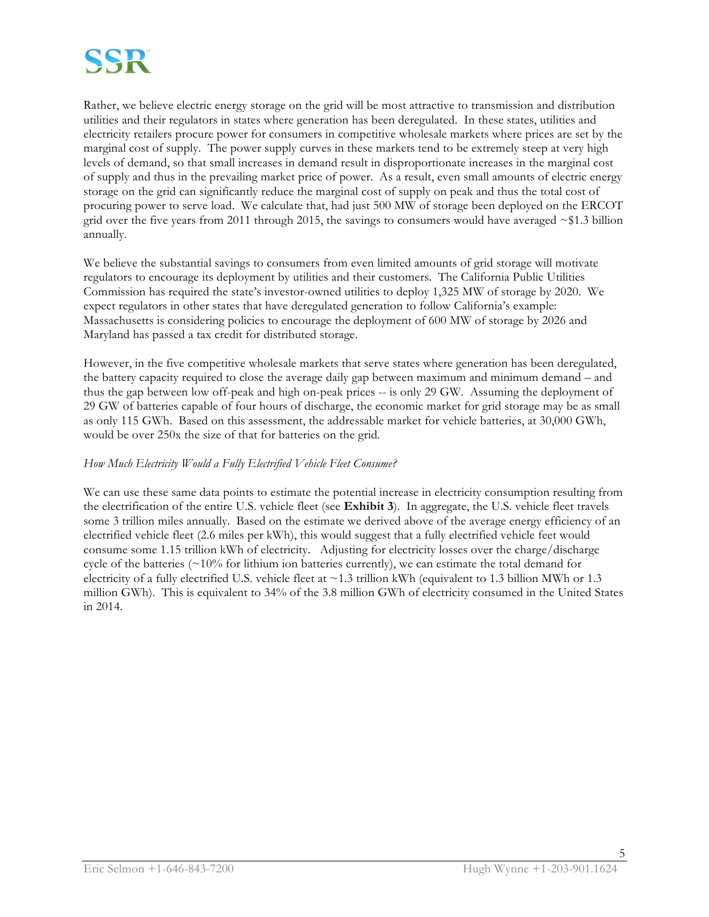Rather, we believe electric energy storage on the grid will be most attractive to transmission and distribution utilities and their regulators in states where generation has been deregulated. In these states, utilities and electricity retailers procure power for consumers in competitive wholesale markets where prices are set by the marginal cost of supply. The power supply curves in these markets tend to be extremely steep at very high levels of demand, so that small increases in demand result in disproportionate increases in the marginal cost of supply and thus in the prevailing market price of power. As a result, even small amounts of electric energy storage on the grid can significantly reduce the marginal cost of supply on peak and thus the total cost of procuring power to serve load. We calculate that, had just 500 MW of storage been deployed on the ERCOT grid over the five years from 2011 through 2015, the savings to consumers would have averaged ~$1.3 billion annually.

We believe the substantial savings to consumers from even limited amounts of grid storage will motivate regulators to encourage its deployment by utilities and their customers. The California Public Utilities Commission has required the state's investor-owned utilities to deploy 1,325 MW of storage by 2020. We expect regulators in other states that have deregulated generation to follow California's example: Massachusetts is considering policies to encourage the deployment of 600 MW of storage by 2026 and Maryland has passed a tax credit for distributed storage.

However, in the five competitive wholesale markets that serve states where generation has been deregulated, the battery capacity required to close the average daily gap between maximum and minimum demand – and thus the gap between low off-peak and high on-peak prices -- is only 29 GW. Assuming the deployment of 29 GW of batteries capable of four hours of discharge, the economic market for grid storage may be as small as only 115 GWh. Based on this assessment, the addressable market for vehicle batteries, at 30,000 GWh, would be over 250x the size of that for batteries on the grid.

*How Much Electricity Would a Fully Electrified Vehicle Fleet Consume?*

We can use these same data points to estimate the potential increase in electricity consumption resulting from the electrification of the entire U.S. vehicle fleet (see **Exhibit 3**). In aggregate, the U.S. vehicle fleet travels some 3 trillion miles annually. Based on the estimate we derived above of the average energy efficiency of an electrified vehicle fleet (2.6 miles per kWh), this would suggest that a fully electrified vehicle feet would consume some 1.15 trillion kWh of electricity. Adjusting for electricity losses over the charge/discharge cycle of the batteries (~10% for lithium ion batteries currently), we can estimate the total demand for electricity of a fully electrified U.S. vehicle fleet at ~1.3 trillion kWh (equivalent to 1.3 billion MWh or 1.3 million GWh). This is equivalent to 34% of the 3.8 million GWh of electricity consumed in the United States in 2014.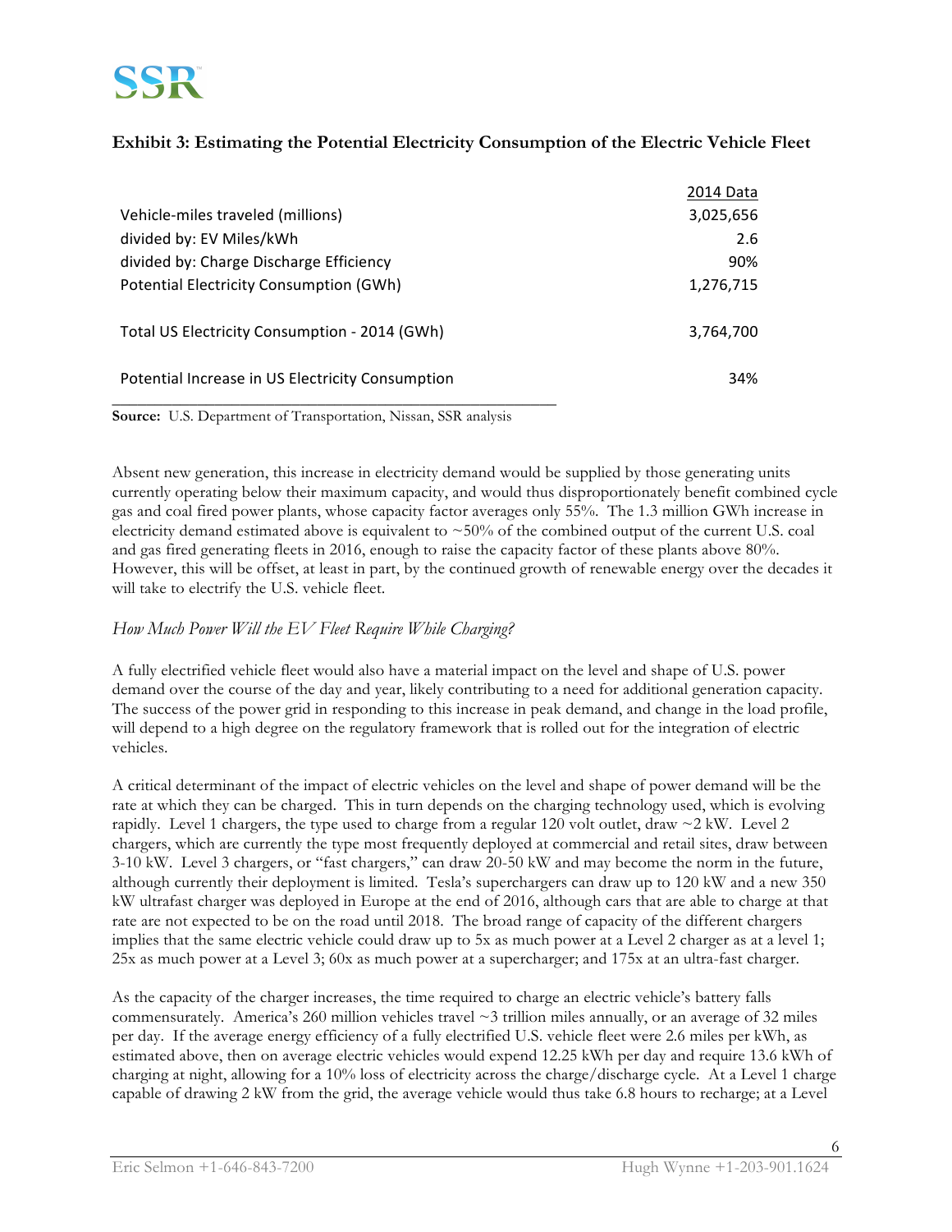**Exhibit 3: Estimating the Potential Electricity Consumption of the Electric Vehicle Fleet**

| | 2014 Data |
|---|---|
| Vehicle-miles traveled (millions) | 3,025,656 |
| divided by: EV Miles/kWh | 2.6 |
| divided by: Charge Discharge Efficiency | 90% |
| Potential Electricity Consumption (GWh) | 1,276,715 |
| | |
| Total US Electricity Consumption - 2014 (GWh) | 3,764,700 |
| | |
| Potential Increase in US Electricity Consumption | 34% |

**Source:** U.S. Department of Transportation, Nissan, SSR analysis

Absent new generation, this increase in electricity demand would be supplied by those generating units currently operating below their maximum capacity, and would thus disproportionately benefit combined cycle gas and coal fired power plants, whose capacity factor averages only 55%. The 1.3 million GWh increase in electricity demand estimated above is equivalent to ~50% of the combined output of the current U.S. coal and gas fired generating fleets in 2016, enough to raise the capacity factor of these plants above 80%. However, this will be offset, at least in part, by the continued growth of renewable energy over the decades it will take to electrify the U.S. vehicle fleet.

*How Much Power Will the EV Fleet Require While Charging?*

A fully electrified vehicle fleet would also have a material impact on the level and shape of U.S. power demand over the course of the day and year, likely contributing to a need for additional generation capacity. The success of the power grid in responding to this increase in peak demand, and change in the load profile, will depend to a high degree on the regulatory framework that is rolled out for the integration of electric vehicles.

A critical determinant of the impact of electric vehicles on the level and shape of power demand will be the rate at which they can be charged. This in turn depends on the charging technology used, which is evolving rapidly. Level 1 chargers, the type used to charge from a regular 120 volt outlet, draw ~2 kW. Level 2 chargers, which are currently the type most frequently deployed at commercial and retail sites, draw between 3-10 kW. Level 3 chargers, or "fast chargers," can draw 20-50 kW and may become the norm in the future, although currently their deployment is limited. Tesla's superchargers can draw up to 120 kW and a new 350 kW ultrafast charger was deployed in Europe at the end of 2016, although cars that are able to charge at that rate are not expected to be on the road until 2018. The broad range of capacity of the different chargers implies that the same electric vehicle could draw up to 5x as much power at a Level 2 charger as at a level 1; 25x as much power at a Level 3; 60x as much power at a supercharger; and 175x at an ultra-fast charger.

As the capacity of the charger increases, the time required to charge an electric vehicle's battery falls commensurately. America's 260 million vehicles travel ~3 trillion miles annually, or an average of 32 miles per day. If the average energy efficiency of a fully electrified U.S. vehicle fleet were 2.6 miles per kWh, as estimated above, then on average electric vehicles would expend 12.25 kWh per day and require 13.6 kWh of charging at night, allowing for a 10% loss of electricity across the charge/discharge cycle. At a Level 1 charge capable of drawing 2 kW from the grid, the average vehicle would thus take 6.8 hours to recharge; at a Level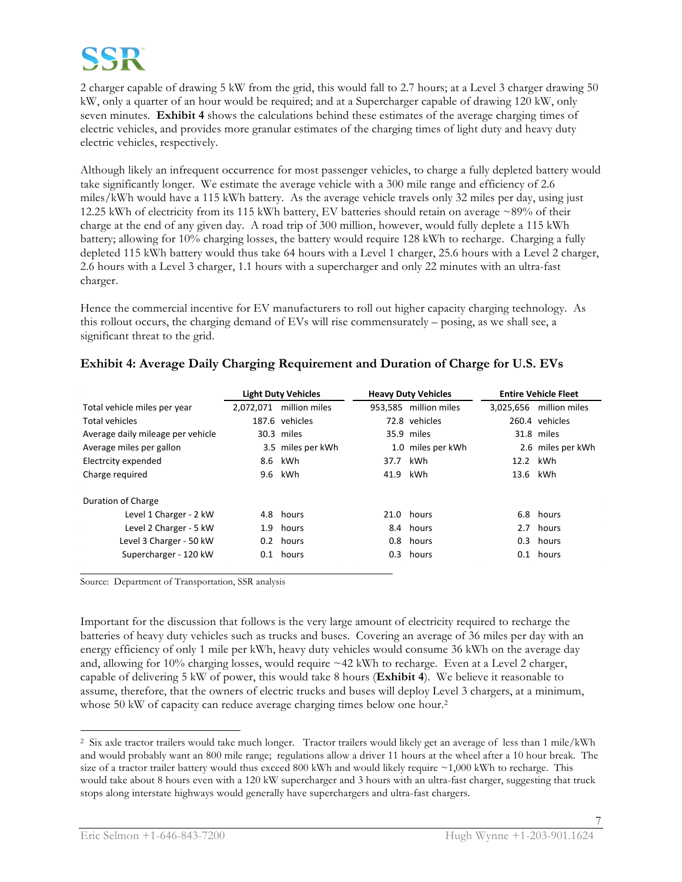2 charger capable of drawing 5 kW from the grid, this would fall to 2.7 hours; at a Level 3 charger drawing 50 kW, only a quarter of an hour would be required; and at a Supercharger capable of drawing 120 kW, only seven minutes. **Exhibit 4** shows the calculations behind these estimates of the average charging times of electric vehicles, and provides more granular estimates of the charging times of light duty and heavy duty electric vehicles, respectively.

Although likely an infrequent occurrence for most passenger vehicles, to charge a fully depleted battery would take significantly longer. We estimate the average vehicle with a 300 mile range and efficiency of 2.6 miles/kWh would have a 115 kWh battery. As the average vehicle travels only 32 miles per day, using just 12.25 kWh of electricity from its 115 kWh battery, EV batteries should retain on average ~89% of their charge at the end of any given day. A road trip of 300 million, however, would fully deplete a 115 kWh battery; allowing for 10% charging losses, the battery would require 128 kWh to recharge. Charging a fully depleted 115 kWh battery would thus take 64 hours with a Level 1 charger, 25.6 hours with a Level 2 charger, 2.6 hours with a Level 3 charger, 1.1 hours with a supercharger and only 22 minutes with an ultra-fast charger.

Hence the commercial incentive for EV manufacturers to roll out higher capacity charging technology. As this rollout occurs, the charging demand of EVs will rise commensurately – posing, as we shall see, a significant threat to the grid.

## Exhibit 4: Average Daily Charging Requirement and Duration of Charge for U.S. EVs

| | Light Duty Vehicles | | Heavy Duty Vehicles | | Entire Vehicle Fleet | |
|---|---|---|---|---|---|---|
| Total vehicle miles per year | 2,072,071 | million miles | 953,585 | million miles | 3,025,656 | million miles |
| Total vehicles | 187.6 | vehicles | 72.8 | vehicles | 260.4 | vehicles |
| Average daily mileage per vehicle | 30.3 | miles | 35.9 | miles | 31.8 | miles |
| Average miles per gallon | 3.5 | miles per kWh | 1.0 | miles per kWh | 2.6 | miles per kWh |
| Electrcity expended | 8.6 | kWh | 37.7 | kWh | 12.2 | kWh |
| Charge required | 9.6 | kWh | 41.9 | kWh | 13.6 | kWh |
| Duration of Charge | | | | | | |
| Level 1 Charger - 2 kW | 4.8 | hours | 21.0 | hours | 6.8 | hours |
| Level 2 Charger - 5 kW | 1.9 | hours | 8.4 | hours | 2.7 | hours |
| Level 3 Charger - 50 kW | 0.2 | hours | 0.8 | hours | 0.3 | hours |
| Supercharger - 120 kW | 0.1 | hours | 0.3 | hours | 0.1 | hours |

Source: Department of Transportation, SSR analysis

Important for the discussion that follows is the very large amount of electricity required to recharge the batteries of heavy duty vehicles such as trucks and buses. Covering an average of 36 miles per day with an energy efficiency of only 1 mile per kWh, heavy duty vehicles would consume 36 kWh on the average day and, allowing for 10% charging losses, would require ~42 kWh to recharge. Even at a Level 2 charger, capable of delivering 5 kW of power, this would take 8 hours (**Exhibit 4**). We believe it reasonable to assume, therefore, that the owners of electric trucks and buses will deploy Level 3 chargers, at a minimum, whose 50 kW of capacity can reduce average charging times below one hour.[2]

[2] Six axle tractor trailers would take much longer. Tractor trailers would likely get an average of less than 1 mile/kWh and would probably want an 800 mile range; regulations allow a driver 11 hours at the wheel after a 10 hour break. The size of a tractor trailer battery would thus exceed 800 kWh and would likely require ~1,000 kWh to recharge. This would take about 8 hours even with a 120 kW supercharger and 3 hours with an ultra-fast charger, suggesting that truck stops along interstate highways would generally have superchargers and ultra-fast chargers.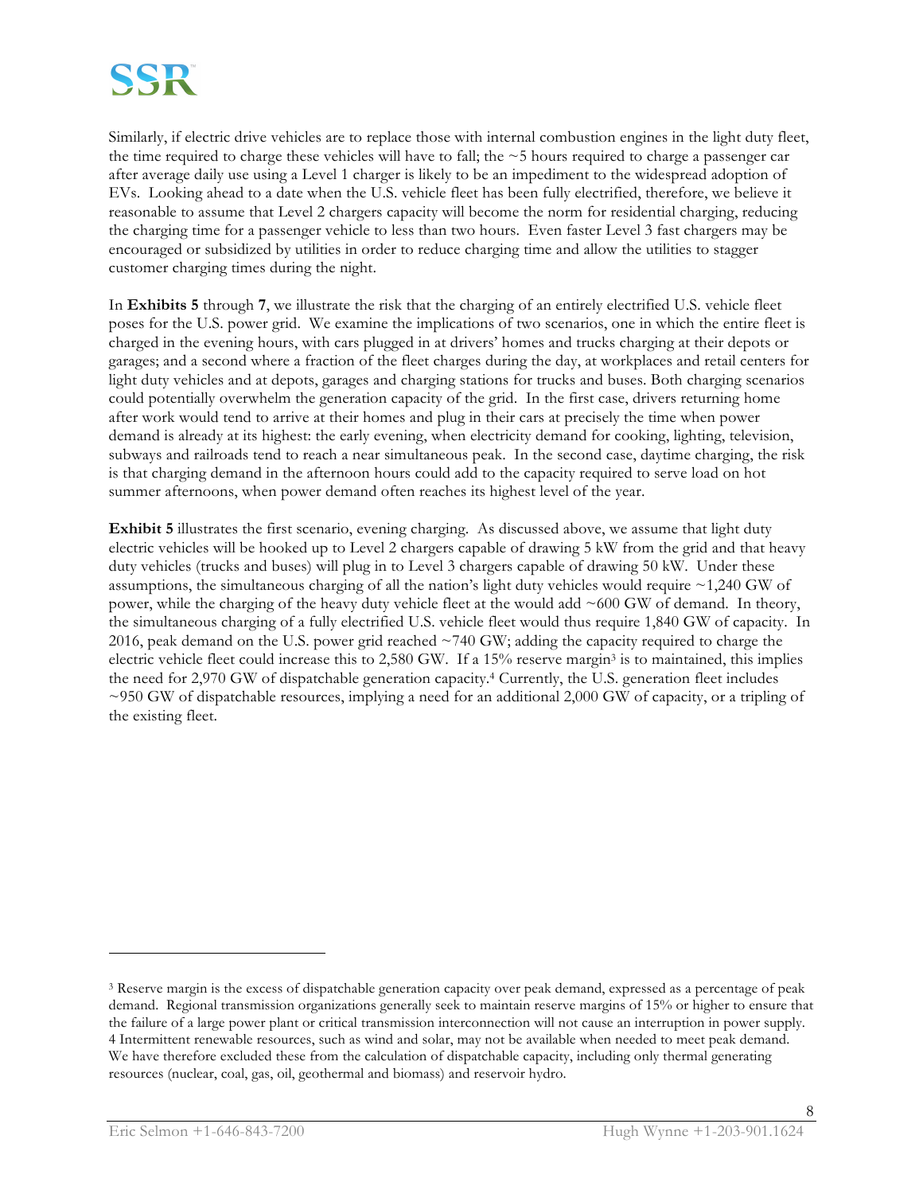Similarly, if electric drive vehicles are to replace those with internal combustion engines in the light duty fleet, the time required to charge these vehicles will have to fall; the ~5 hours required to charge a passenger car after average daily use using a Level 1 charger is likely to be an impediment to the widespread adoption of EVs. Looking ahead to a date when the U.S. vehicle fleet has been fully electrified, therefore, we believe it reasonable to assume that Level 2 chargers capacity will become the norm for residential charging, reducing the charging time for a passenger vehicle to less than two hours. Even faster Level 3 fast chargers may be encouraged or subsidized by utilities in order to reduce charging time and allow the utilities to stagger customer charging times during the night.

In **Exhibits 5** through **7**, we illustrate the risk that the charging of an entirely electrified U.S. vehicle fleet poses for the U.S. power grid. We examine the implications of two scenarios, one in which the entire fleet is charged in the evening hours, with cars plugged in at drivers' homes and trucks charging at their depots or garages; and a second where a fraction of the fleet charges during the day, at workplaces and retail centers for light duty vehicles and at depots, garages and charging stations for trucks and buses. Both charging scenarios could potentially overwhelm the generation capacity of the grid. In the first case, drivers returning home after work would tend to arrive at their homes and plug in their cars at precisely the time when power demand is already at its highest: the early evening, when electricity demand for cooking, lighting, television, subways and railroads tend to reach a near simultaneous peak. In the second case, daytime charging, the risk is that charging demand in the afternoon hours could add to the capacity required to serve load on hot summer afternoons, when power demand often reaches its highest level of the year.

**Exhibit 5** illustrates the first scenario, evening charging. As discussed above, we assume that light duty electric vehicles will be hooked up to Level 2 chargers capable of drawing 5 kW from the grid and that heavy duty vehicles (trucks and buses) will plug in to Level 3 chargers capable of drawing 50 kW. Under these assumptions, the simultaneous charging of all the nation's light duty vehicles would require ~1,240 GW of power, while the charging of the heavy duty vehicle fleet at the would add ~600 GW of demand. In theory, the simultaneous charging of a fully electrified U.S. vehicle fleet would thus require 1,840 GW of capacity. In 2016, peak demand on the U.S. power grid reached ~740 GW; adding the capacity required to charge the electric vehicle fleet could increase this to 2,580 GW. If a 15% reserve margin[3] is to maintained, this implies the need for 2,970 GW of dispatchable generation capacity.[4] Currently, the U.S. generation fleet includes ~950 GW of dispatchable resources, implying a need for an additional 2,000 GW of capacity, or a tripling of the existing fleet.

---

[3] Reserve margin is the excess of dispatchable generation capacity over peak demand, expressed as a percentage of peak demand. Regional transmission organizations generally seek to maintain reserve margins of 15% or higher to ensure that the failure of a large power plant or critical transmission interconnection will not cause an interruption in power supply.

[4] Intermittent renewable resources, such as wind and solar, may not be available when needed to meet peak demand. We have therefore excluded these from the calculation of dispatchable capacity, including only thermal generating resources (nuclear, coal, gas, oil, geothermal and biomass) and reservoir hydro.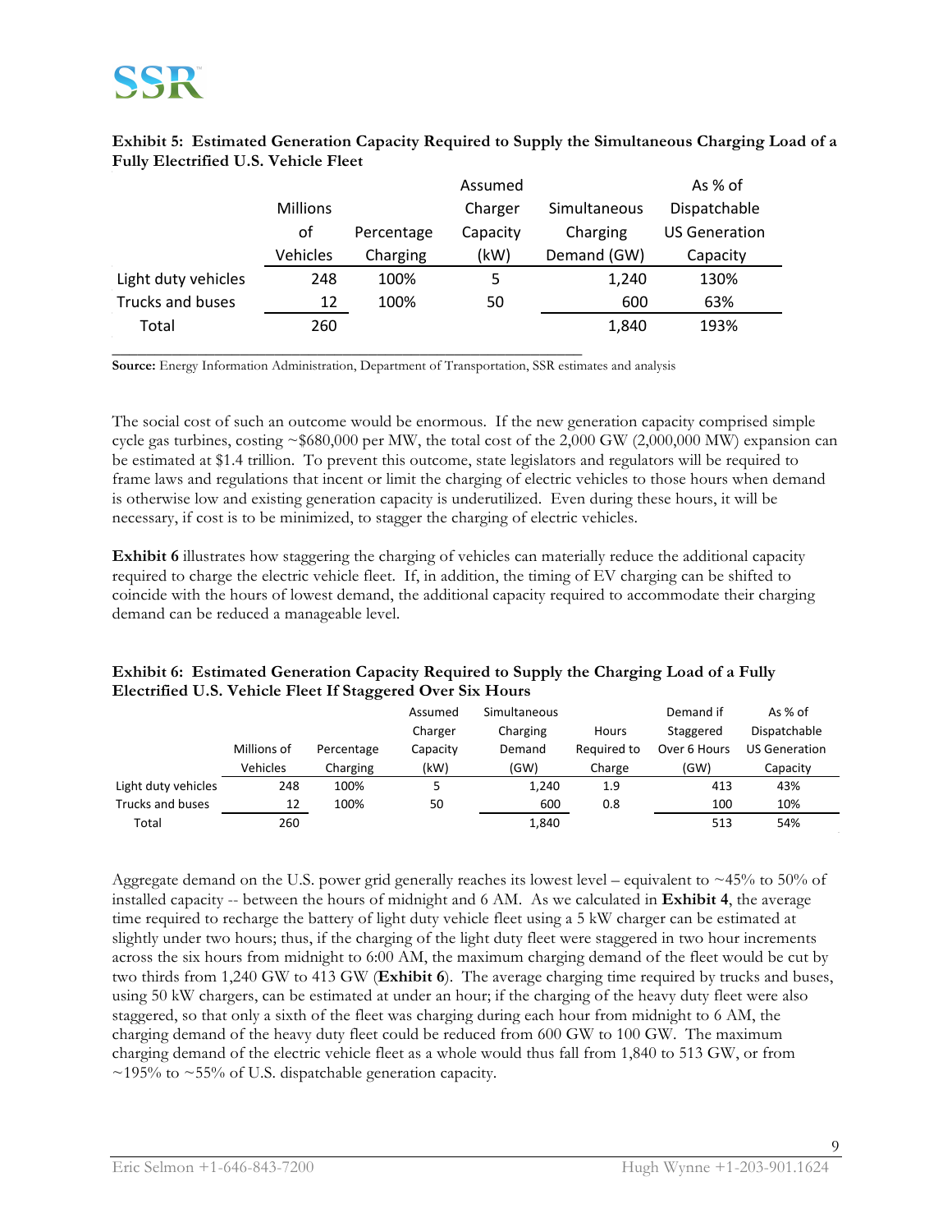**Exhibit 5: Estimated Generation Capacity Required to Supply the Simultaneous Charging Load of a Fully Electrified U.S. Vehicle Fleet**

| | Millions of Vehicles | Percentage Charging | Assumed Charger Capacity (kW) | Simultaneous Charging Demand (GW) | As % of Dispatchable US Generation Capacity |
|---|---|---|---|---|---|
| Light duty vehicles | 248 | 100% | 5 | 1,240 | 130% |
| Trucks and buses | 12 | 100% | 50 | 600 | 63% |
| Total | 260 | | | 1,840 | 193% |

**Source:** Energy Information Administration, Department of Transportation, SSR estimates and analysis

The social cost of such an outcome would be enormous. If the new generation capacity comprised simple cycle gas turbines, costing ~$680,000 per MW, the total cost of the 2,000 GW (2,000,000 MW) expansion can be estimated at $1.4 trillion. To prevent this outcome, state legislators and regulators will be required to frame laws and regulations that incent or limit the charging of electric vehicles to those hours when demand is otherwise low and existing generation capacity is underutilized. Even during these hours, it will be necessary, if cost is to be minimized, to stagger the charging of electric vehicles.

**Exhibit 6** illustrates how staggering the charging of vehicles can materially reduce the additional capacity required to charge the electric vehicle fleet. If, in addition, the timing of EV charging can be shifted to coincide with the hours of lowest demand, the additional capacity required to accommodate their charging demand can be reduced a manageable level.

**Exhibit 6: Estimated Generation Capacity Required to Supply the Charging Load of a Fully Electrified U.S. Vehicle Fleet If Staggered Over Six Hours**

| | Millions of Vehicles | Percentage Charging | Assumed Charger Capacity (kW) | Simultaneous Charging Demand (GW) | Hours Required to Charge | Demand if Staggered Over 6 Hours (GW) | As % of Dispatchable US Generation Capacity |
|---|---|---|---|---|---|---|---|
| Light duty vehicles | 248 | 100% | 5 | 1,240 | 1.9 | 413 | 43% |
| Trucks and buses | 12 | 100% | 50 | 600 | 0.8 | 100 | 10% |
| Total | 260 | | | 1,840 | | 513 | 54% |

Aggregate demand on the U.S. power grid generally reaches its lowest level – equivalent to ~45% to 50% of installed capacity -- between the hours of midnight and 6 AM. As we calculated in **Exhibit 4**, the average time required to recharge the battery of light duty vehicle fleet using a 5 kW charger can be estimated at slightly under two hours; thus, if the charging of the light duty fleet were staggered in two hour increments across the six hours from midnight to 6:00 AM, the maximum charging demand of the fleet would be cut by two thirds from 1,240 GW to 413 GW (**Exhibit 6**). The average charging time required by trucks and buses, using 50 kW chargers, can be estimated at under an hour; if the charging of the heavy duty fleet were also staggered, so that only a sixth of the fleet was charging during each hour from midnight to 6 AM, the charging demand of the heavy duty fleet could be reduced from 600 GW to 100 GW. The maximum charging demand of the electric vehicle fleet as a whole would thus fall from 1,840 to 513 GW, or from ~195% to ~55% of U.S. dispatchable generation capacity.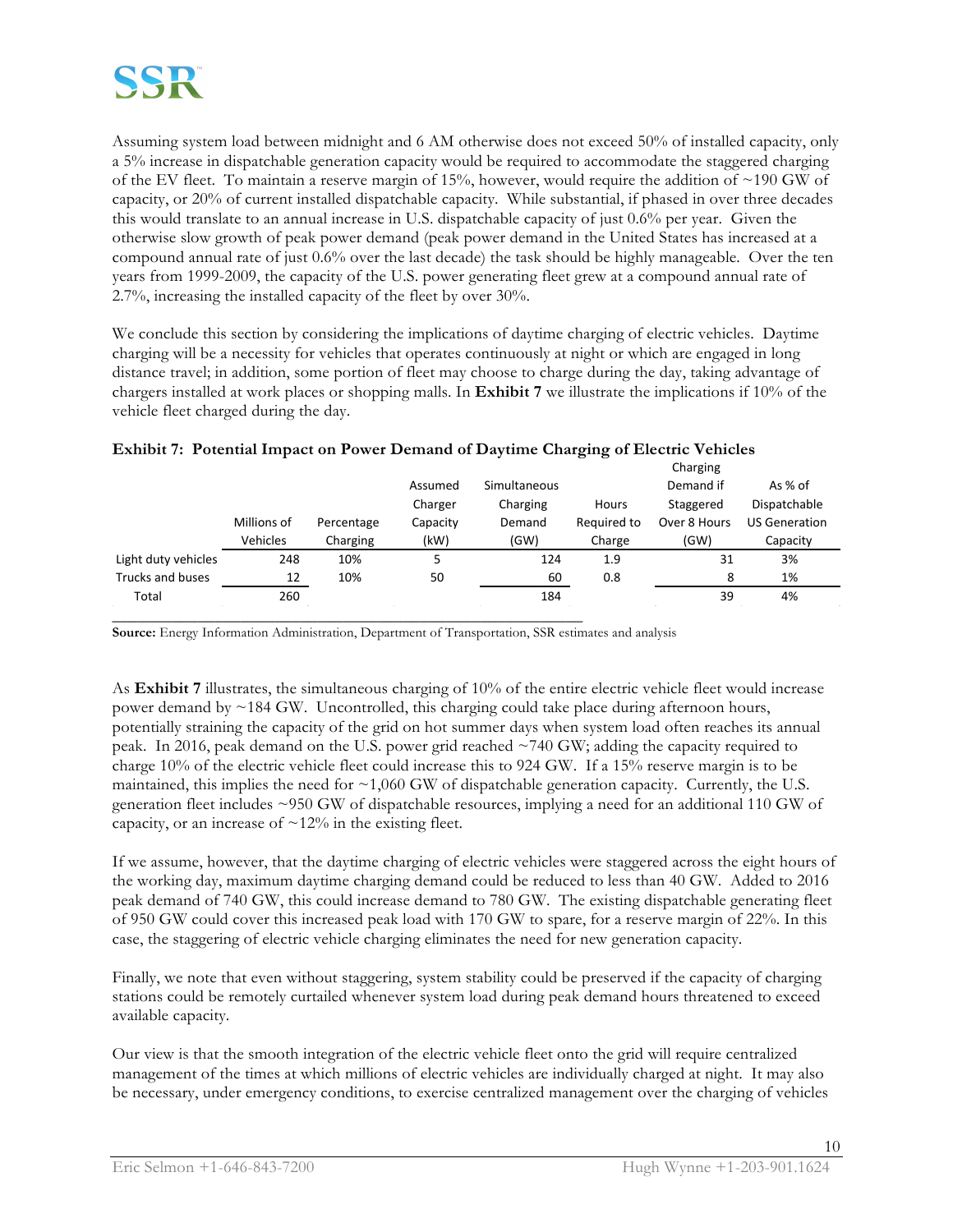Assuming system load between midnight and 6 AM otherwise does not exceed 50% of installed capacity, only a 5% increase in dispatchable generation capacity would be required to accommodate the staggered charging of the EV fleet. To maintain a reserve margin of 15%, however, would require the addition of ~190 GW of capacity, or 20% of current installed dispatchable capacity. While substantial, if phased in over three decades this would translate to an annual increase in U.S. dispatchable capacity of just 0.6% per year. Given the otherwise slow growth of peak power demand (peak power demand in the United States has increased at a compound annual rate of just 0.6% over the last decade) the task should be highly manageable. Over the ten years from 1999-2009, the capacity of the U.S. power generating fleet grew at a compound annual rate of 2.7%, increasing the installed capacity of the fleet by over 30%.

We conclude this section by considering the implications of daytime charging of electric vehicles. Daytime charging will be a necessity for vehicles that operates continuously at night or which are engaged in long distance travel; in addition, some portion of fleet may choose to charge during the day, taking advantage of chargers installed at work places or shopping malls. In **Exhibit 7** we illustrate the implications if 10% of the vehicle fleet charged during the day.

**Exhibit 7: Potential Impact on Power Demand of Daytime Charging of Electric Vehicles**

| | Millions of Vehicles | Percentage Charging | Assumed Charger Capacity (kW) | Simultaneous Charging Demand (GW) | Hours Required to Charge | Charging Demand if Staggered Over 8 Hours (GW) | As % of Dispatchable US Generation Capacity |
|---|---|---|---|---|---|---|---|
| Light duty vehicles | 248 | 10% | 5 | 124 | 1.9 | 31 | 3% |
| Trucks and buses | 12 | 10% | 50 | 60 | 0.8 | 8 | 1% |
| Total | 260 | | | 184 | | 39 | 4% |

**Source:** Energy Information Administration, Department of Transportation, SSR estimates and analysis

As **Exhibit 7** illustrates, the simultaneous charging of 10% of the entire electric vehicle fleet would increase power demand by ~184 GW. Uncontrolled, this charging could take place during afternoon hours, potentially straining the capacity of the grid on hot summer days when system load often reaches its annual peak. In 2016, peak demand on the U.S. power grid reached ~740 GW; adding the capacity required to charge 10% of the electric vehicle fleet could increase this to 924 GW. If a 15% reserve margin is to be maintained, this implies the need for ~1,060 GW of dispatchable generation capacity. Currently, the U.S. generation fleet includes ~950 GW of dispatchable resources, implying a need for an additional 110 GW of capacity, or an increase of ~12% in the existing fleet.

If we assume, however, that the daytime charging of electric vehicles were staggered across the eight hours of the working day, maximum daytime charging demand could be reduced to less than 40 GW. Added to 2016 peak demand of 740 GW, this could increase demand to 780 GW. The existing dispatchable generating fleet of 950 GW could cover this increased peak load with 170 GW to spare, for a reserve margin of 22%. In this case, the staggering of electric vehicle charging eliminates the need for new generation capacity.

Finally, we note that even without staggering, system stability could be preserved if the capacity of charging stations could be remotely curtailed whenever system load during peak demand hours threatened to exceed available capacity.

Our view is that the smooth integration of the electric vehicle fleet onto the grid will require centralized management of the times at which millions of electric vehicles are individually charged at night. It may also be necessary, under emergency conditions, to exercise centralized management over the charging of vehicles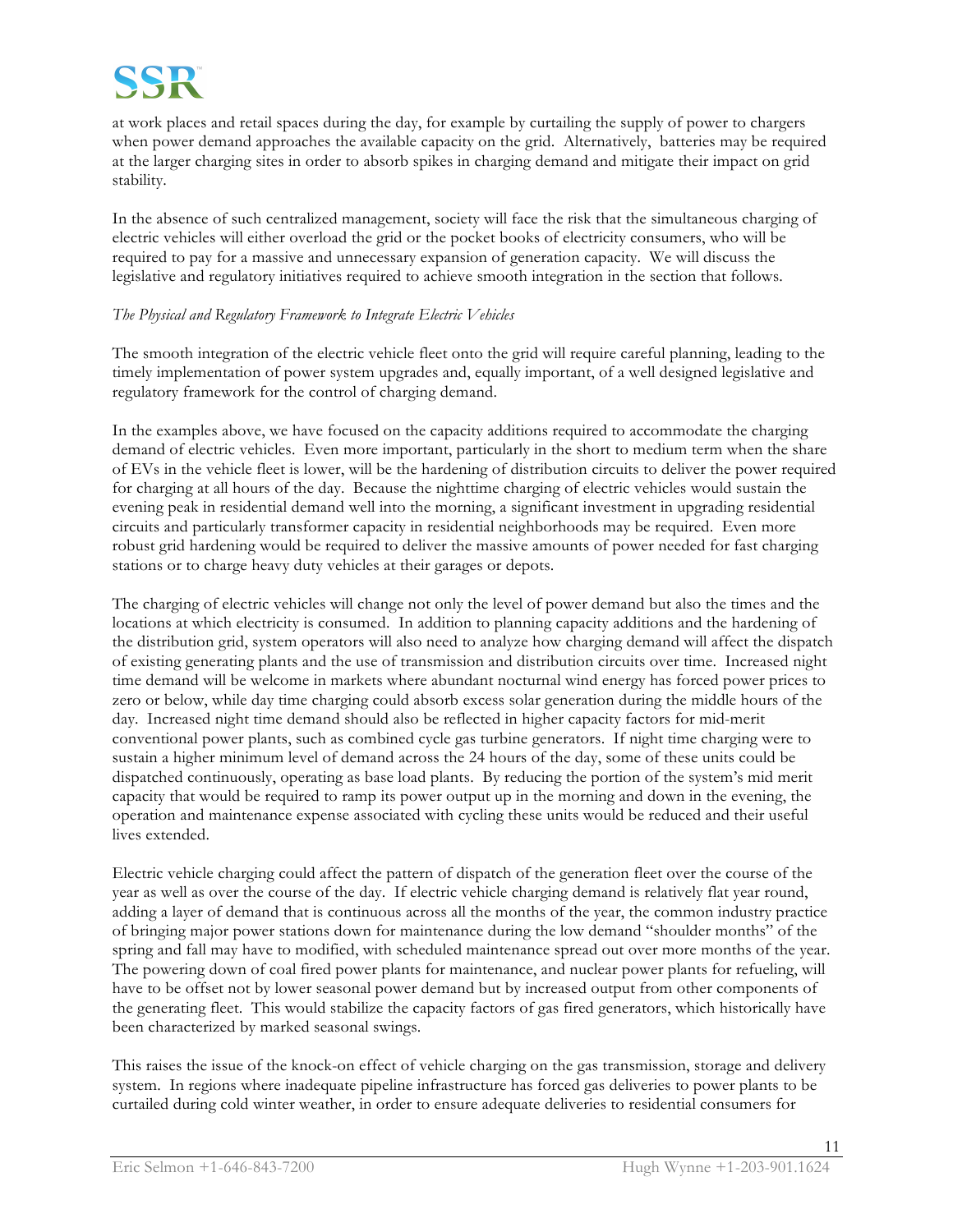at work places and retail spaces during the day, for example by curtailing the supply of power to chargers when power demand approaches the available capacity on the grid. Alternatively, batteries may be required at the larger charging sites in order to absorb spikes in charging demand and mitigate their impact on grid stability.

In the absence of such centralized management, society will face the risk that the simultaneous charging of electric vehicles will either overload the grid or the pocket books of electricity consumers, who will be required to pay for a massive and unnecessary expansion of generation capacity. We will discuss the legislative and regulatory initiatives required to achieve smooth integration in the section that follows.

*The Physical and Regulatory Framework to Integrate Electric Vehicles*

The smooth integration of the electric vehicle fleet onto the grid will require careful planning, leading to the timely implementation of power system upgrades and, equally important, of a well designed legislative and regulatory framework for the control of charging demand.

In the examples above, we have focused on the capacity additions required to accommodate the charging demand of electric vehicles. Even more important, particularly in the short to medium term when the share of EVs in the vehicle fleet is lower, will be the hardening of distribution circuits to deliver the power required for charging at all hours of the day. Because the nighttime charging of electric vehicles would sustain the evening peak in residential demand well into the morning, a significant investment in upgrading residential circuits and particularly transformer capacity in residential neighborhoods may be required. Even more robust grid hardening would be required to deliver the massive amounts of power needed for fast charging stations or to charge heavy duty vehicles at their garages or depots.

The charging of electric vehicles will change not only the level of power demand but also the times and the locations at which electricity is consumed. In addition to planning capacity additions and the hardening of the distribution grid, system operators will also need to analyze how charging demand will affect the dispatch of existing generating plants and the use of transmission and distribution circuits over time. Increased night time demand will be welcome in markets where abundant nocturnal wind energy has forced power prices to zero or below, while day time charging could absorb excess solar generation during the middle hours of the day. Increased night time demand should also be reflected in higher capacity factors for mid-merit conventional power plants, such as combined cycle gas turbine generators. If night time charging were to sustain a higher minimum level of demand across the 24 hours of the day, some of these units could be dispatched continuously, operating as base load plants. By reducing the portion of the system's mid merit capacity that would be required to ramp its power output up in the morning and down in the evening, the operation and maintenance expense associated with cycling these units would be reduced and their useful lives extended.

Electric vehicle charging could affect the pattern of dispatch of the generation fleet over the course of the year as well as over the course of the day. If electric vehicle charging demand is relatively flat year round, adding a layer of demand that is continuous across all the months of the year, the common industry practice of bringing major power stations down for maintenance during the low demand "shoulder months" of the spring and fall may have to modified, with scheduled maintenance spread out over more months of the year. The powering down of coal fired power plants for maintenance, and nuclear power plants for refueling, will have to be offset not by lower seasonal power demand but by increased output from other components of the generating fleet. This would stabilize the capacity factors of gas fired generators, which historically have been characterized by marked seasonal swings.

This raises the issue of the knock-on effect of vehicle charging on the gas transmission, storage and delivery system. In regions where inadequate pipeline infrastructure has forced gas deliveries to power plants to be curtailed during cold winter weather, in order to ensure adequate deliveries to residential consumers for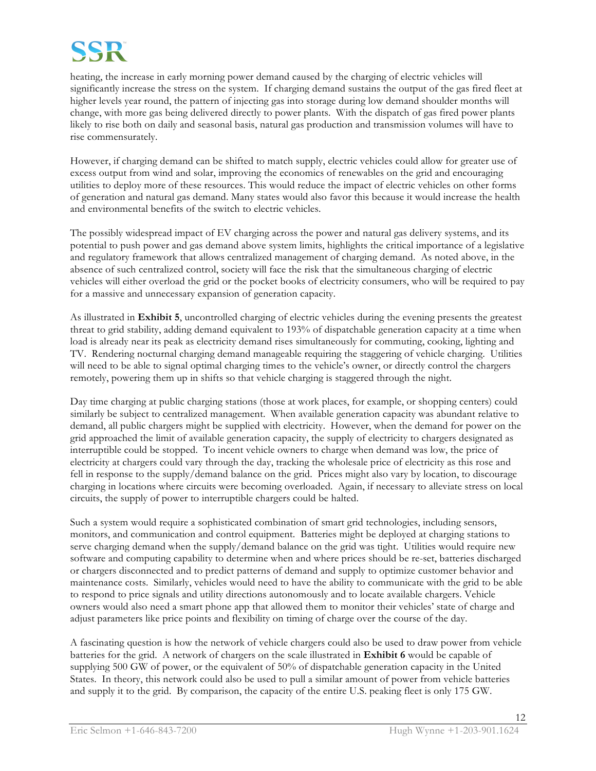heating, the increase in early morning power demand caused by the charging of electric vehicles will significantly increase the stress on the system. If charging demand sustains the output of the gas fired fleet at higher levels year round, the pattern of injecting gas into storage during low demand shoulder months will change, with more gas being delivered directly to power plants. With the dispatch of gas fired power plants likely to rise both on daily and seasonal basis, natural gas production and transmission volumes will have to rise commensurately.

However, if charging demand can be shifted to match supply, electric vehicles could allow for greater use of excess output from wind and solar, improving the economics of renewables on the grid and encouraging utilities to deploy more of these resources. This would reduce the impact of electric vehicles on other forms of generation and natural gas demand. Many states would also favor this because it would increase the health and environmental benefits of the switch to electric vehicles.

The possibly widespread impact of EV charging across the power and natural gas delivery systems, and its potential to push power and gas demand above system limits, highlights the critical importance of a legislative and regulatory framework that allows centralized management of charging demand. As noted above, in the absence of such centralized control, society will face the risk that the simultaneous charging of electric vehicles will either overload the grid or the pocket books of electricity consumers, who will be required to pay for a massive and unnecessary expansion of generation capacity.

As illustrated in **Exhibit 5**, uncontrolled charging of electric vehicles during the evening presents the greatest threat to grid stability, adding demand equivalent to 193% of dispatchable generation capacity at a time when load is already near its peak as electricity demand rises simultaneously for commuting, cooking, lighting and TV. Rendering nocturnal charging demand manageable requiring the staggering of vehicle charging. Utilities will need to be able to signal optimal charging times to the vehicle's owner, or directly control the chargers remotely, powering them up in shifts so that vehicle charging is staggered through the night.

Day time charging at public charging stations (those at work places, for example, or shopping centers) could similarly be subject to centralized management. When available generation capacity was abundant relative to demand, all public chargers might be supplied with electricity. However, when the demand for power on the grid approached the limit of available generation capacity, the supply of electricity to chargers designated as interruptible could be stopped. To incent vehicle owners to charge when demand was low, the price of electricity at chargers could vary through the day, tracking the wholesale price of electricity as this rose and fell in response to the supply/demand balance on the grid. Prices might also vary by location, to discourage charging in locations where circuits were becoming overloaded. Again, if necessary to alleviate stress on local circuits, the supply of power to interruptible chargers could be halted.

Such a system would require a sophisticated combination of smart grid technologies, including sensors, monitors, and communication and control equipment. Batteries might be deployed at charging stations to serve charging demand when the supply/demand balance on the grid was tight. Utilities would require new software and computing capability to determine when and where prices should be re-set, batteries discharged or chargers disconnected and to predict patterns of demand and supply to optimize customer behavior and maintenance costs. Similarly, vehicles would need to have the ability to communicate with the grid to be able to respond to price signals and utility directions autonomously and to locate available chargers. Vehicle owners would also need a smart phone app that allowed them to monitor their vehicles' state of charge and adjust parameters like price points and flexibility on timing of charge over the course of the day.

A fascinating question is how the network of vehicle chargers could also be used to draw power from vehicle batteries for the grid. A network of chargers on the scale illustrated in **Exhibit 6** would be capable of supplying 500 GW of power, or the equivalent of 50% of dispatchable generation capacity in the United States. In theory, this network could also be used to pull a similar amount of power from vehicle batteries and supply it to the grid. By comparison, the capacity of the entire U.S. peaking fleet is only 175 GW.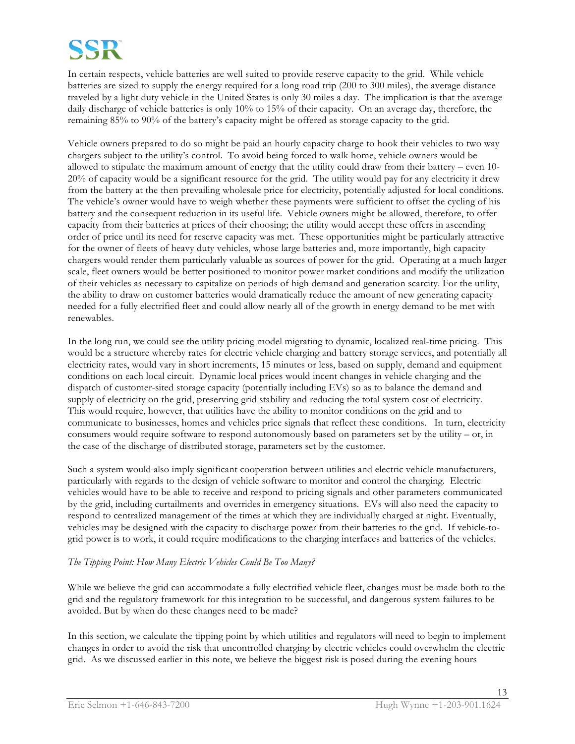In certain respects, vehicle batteries are well suited to provide reserve capacity to the grid. While vehicle batteries are sized to supply the energy required for a long road trip (200 to 300 miles), the average distance traveled by a light duty vehicle in the United States is only 30 miles a day. The implication is that the average daily discharge of vehicle batteries is only 10% to 15% of their capacity. On an average day, therefore, the remaining 85% to 90% of the battery's capacity might be offered as storage capacity to the grid.

Vehicle owners prepared to do so might be paid an hourly capacity charge to hook their vehicles to two way chargers subject to the utility's control. To avoid being forced to walk home, vehicle owners would be allowed to stipulate the maximum amount of energy that the utility could draw from their battery – even 10-20% of capacity would be a significant resource for the grid. The utility would pay for any electricity it drew from the battery at the then prevailing wholesale price for electricity, potentially adjusted for local conditions. The vehicle's owner would have to weigh whether these payments were sufficient to offset the cycling of his battery and the consequent reduction in its useful life. Vehicle owners might be allowed, therefore, to offer capacity from their batteries at prices of their choosing; the utility would accept these offers in ascending order of price until its need for reserve capacity was met. These opportunities might be particularly attractive for the owner of fleets of heavy duty vehicles, whose large batteries and, more importantly, high capacity chargers would render them particularly valuable as sources of power for the grid. Operating at a much larger scale, fleet owners would be better positioned to monitor power market conditions and modify the utilization of their vehicles as necessary to capitalize on periods of high demand and generation scarcity. For the utility, the ability to draw on customer batteries would dramatically reduce the amount of new generating capacity needed for a fully electrified fleet and could allow nearly all of the growth in energy demand to be met with renewables.

In the long run, we could see the utility pricing model migrating to dynamic, localized real-time pricing. This would be a structure whereby rates for electric vehicle charging and battery storage services, and potentially all electricity rates, would vary in short increments, 15 minutes or less, based on supply, demand and equipment conditions on each local circuit. Dynamic local prices would incent changes in vehicle charging and the dispatch of customer-sited storage capacity (potentially including EVs) so as to balance the demand and supply of electricity on the grid, preserving grid stability and reducing the total system cost of electricity. This would require, however, that utilities have the ability to monitor conditions on the grid and to communicate to businesses, homes and vehicles price signals that reflect these conditions. In turn, electricity consumers would require software to respond autonomously based on parameters set by the utility – or, in the case of the discharge of distributed storage, parameters set by the customer.

Such a system would also imply significant cooperation between utilities and electric vehicle manufacturers, particularly with regards to the design of vehicle software to monitor and control the charging. Electric vehicles would have to be able to receive and respond to pricing signals and other parameters communicated by the grid, including curtailments and overrides in emergency situations. EVs will also need the capacity to respond to centralized management of the times at which they are individually charged at night. Eventually, vehicles may be designed with the capacity to discharge power from their batteries to the grid. If vehicle-to-grid power is to work, it could require modifications to the charging interfaces and batteries of the vehicles.

*The Tipping Point: How Many Electric Vehicles Could Be Too Many?*

While we believe the grid can accommodate a fully electrified vehicle fleet, changes must be made both to the grid and the regulatory framework for this integration to be successful, and dangerous system failures to be avoided. But by when do these changes need to be made?

In this section, we calculate the tipping point by which utilities and regulators will need to begin to implement changes in order to avoid the risk that uncontrolled charging by electric vehicles could overwhelm the electric grid. As we discussed earlier in this note, we believe the biggest risk is posed during the evening hours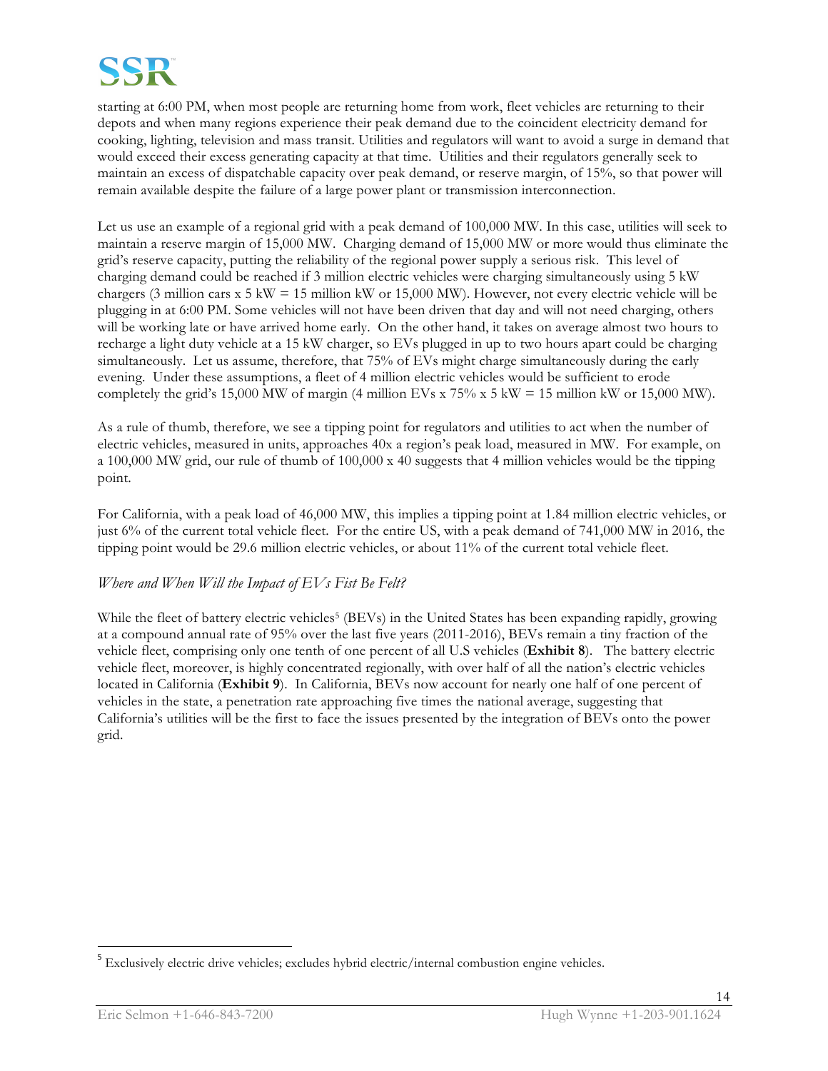starting at 6:00 PM, when most people are returning home from work, fleet vehicles are returning to their depots and when many regions experience their peak demand due to the coincident electricity demand for cooking, lighting, television and mass transit. Utilities and regulators will want to avoid a surge in demand that would exceed their excess generating capacity at that time. Utilities and their regulators generally seek to maintain an excess of dispatchable capacity over peak demand, or reserve margin, of 15%, so that power will remain available despite the failure of a large power plant or transmission interconnection.

Let us use an example of a regional grid with a peak demand of 100,000 MW. In this case, utilities will seek to maintain a reserve margin of 15,000 MW. Charging demand of 15,000 MW or more would thus eliminate the grid's reserve capacity, putting the reliability of the regional power supply a serious risk. This level of charging demand could be reached if 3 million electric vehicles were charging simultaneously using 5 kW chargers (3 million cars x 5 kW = 15 million kW or 15,000 MW). However, not every electric vehicle will be plugging in at 6:00 PM. Some vehicles will not have been driven that day and will not need charging, others will be working late or have arrived home early. On the other hand, it takes on average almost two hours to recharge a light duty vehicle at a 15 kW charger, so EVs plugged in up to two hours apart could be charging simultaneously. Let us assume, therefore, that 75% of EVs might charge simultaneously during the early evening. Under these assumptions, a fleet of 4 million electric vehicles would be sufficient to erode completely the grid's 15,000 MW of margin (4 million EVs x 75% x 5 kW = 15 million kW or 15,000 MW).

As a rule of thumb, therefore, we see a tipping point for regulators and utilities to act when the number of electric vehicles, measured in units, approaches 40x a region's peak load, measured in MW. For example, on a 100,000 MW grid, our rule of thumb of 100,000 x 40 suggests that 4 million vehicles would be the tipping point.

For California, with a peak load of 46,000 MW, this implies a tipping point at 1.84 million electric vehicles, or just 6% of the current total vehicle fleet. For the entire US, with a peak demand of 741,000 MW in 2016, the tipping point would be 29.6 million electric vehicles, or about 11% of the current total vehicle fleet.

*Where and When Will the Impact of EVs Fist Be Felt?*

While the fleet of battery electric vehicles[5] (BEVs) in the United States has been expanding rapidly, growing at a compound annual rate of 95% over the last five years (2011-2016), BEVs remain a tiny fraction of the vehicle fleet, comprising only one tenth of one percent of all U.S vehicles (**Exhibit 8**). The battery electric vehicle fleet, moreover, is highly concentrated regionally, with over half of all the nation's electric vehicles located in California (**Exhibit 9**). In California, BEVs now account for nearly one half of one percent of vehicles in the state, a penetration rate approaching five times the national average, suggesting that California's utilities will be the first to face the issues presented by the integration of BEVs onto the power grid.

[5] Exclusively electric drive vehicles; excludes hybrid electric/internal combustion engine vehicles.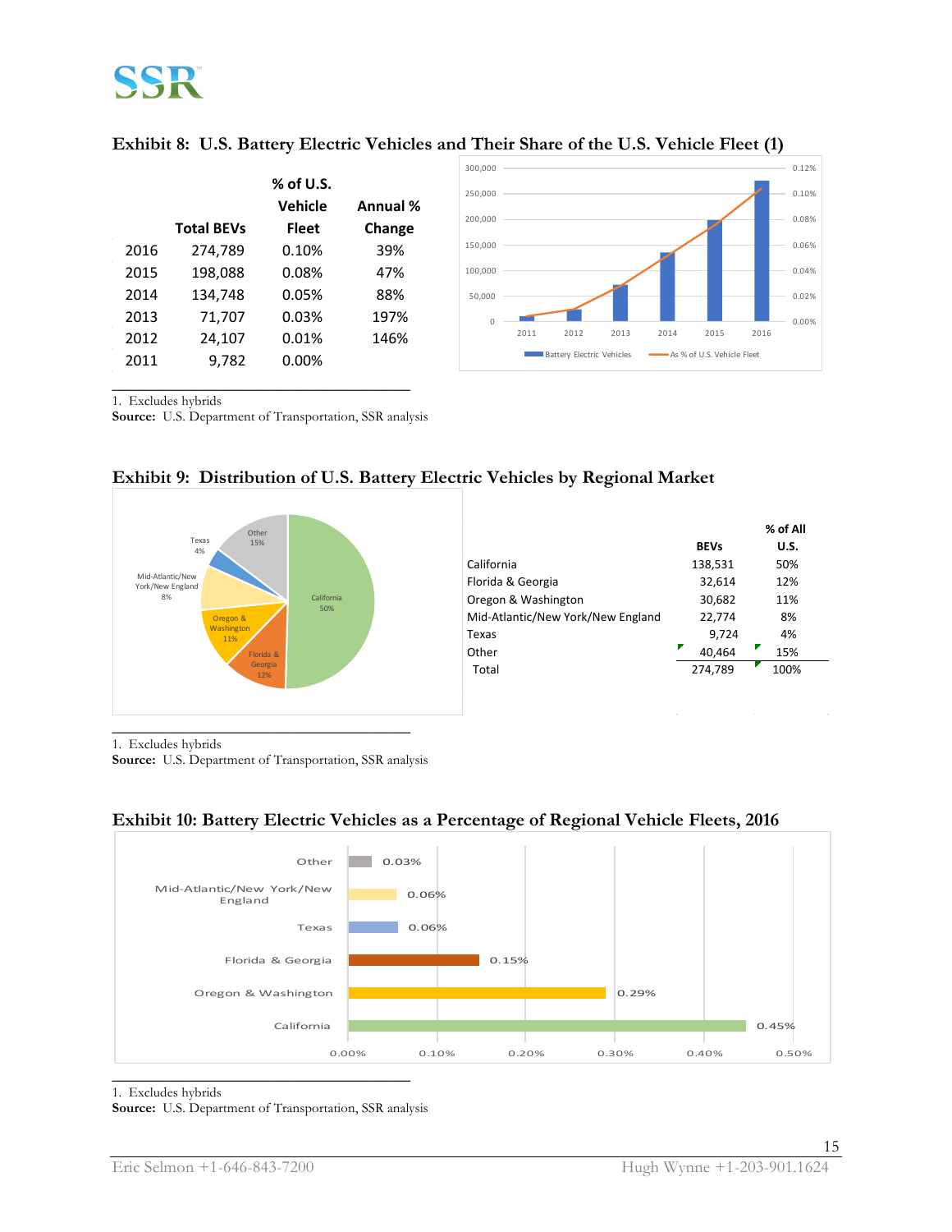### Exhibit 8: U.S. Battery Electric Vehicles and Their Share of the U.S. Vehicle Fleet (1)

| | Total BEVs | % of U.S. Vehicle Fleet | Annual % Change |
|---|---|---|---|
| 2016 | 274,789 | 0.10% | 39% |
| 2015 | 198,088 | 0.08% | 47% |
| 2014 | 134,748 | 0.05% | 88% |
| 2013 | 71,707 | 0.03% | 197% |
| 2012 | 24,107 | 0.01% | 146% |
| 2011 | 9,782 | 0.00% | |

1. Excludes hybrids

**Source:** U.S. Department of Transportation, SSR analysis

### Exhibit 9: Distribution of U.S. Battery Electric Vehicles by Regional Market

| | BEVs | % of All U.S. |
|---|---|---|
| California | 138,531 | 50% |
| Florida & Georgia | 32,614 | 12% |
| Oregon & Washington | 30,682 | 11% |
| Mid-Atlantic/New York/New England | 22,774 | 8% |
| Texas | 9,724 | 4% |
| Other | 40,464 | 15% |
| Total | 274,789 | 100% |

1. Excludes hybrids

**Source:** U.S. Department of Transportation, SSR analysis

### Exhibit 10: Battery Electric Vehicles as a Percentage of Regional Vehicle Fleets, 2016

| Region | % of Regional Vehicle Fleet |
|---|---|
| Other | 0.03% |
| Mid-Atlantic/New York/New England | 0.06% |
| Texas | 0.06% |
| Florida & Georgia | 0.15% |
| Oregon & Washington | 0.29% |
| California | 0.45% |

1. Excludes hybrids

**Source:** U.S. Department of Transportation, SSR analysis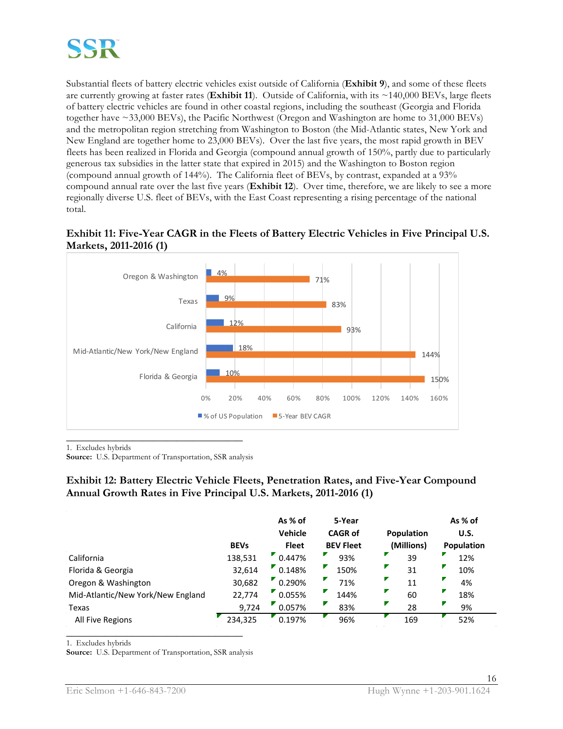Substantial fleets of battery electric vehicles exist outside of California (**Exhibit 9**), and some of these fleets are currently growing at faster rates (**Exhibit 11**). Outside of California, with its ~140,000 BEVs, large fleets of battery electric vehicles are found in other coastal regions, including the southeast (Georgia and Florida together have ~33,000 BEVs), the Pacific Northwest (Oregon and Washington are home to 31,000 BEVs) and the metropolitan region stretching from Washington to Boston (the Mid-Atlantic states, New York and New England are together home to 23,000 BEVs). Over the last five years, the most rapid growth in BEV fleets has been realized in Florida and Georgia (compound annual growth of 150%, partly due to particularly generous tax subsidies in the latter state that expired in 2015) and the Washington to Boston region (compound annual growth of 144%). The California fleet of BEVs, by contrast, expanded at a 93% compound annual rate over the last five years (**Exhibit 12**). Over time, therefore, we are likely to see a more regionally diverse U.S. fleet of BEVs, with the East Coast representing a rising percentage of the national total.

**Exhibit 11: Five-Year CAGR in the Fleets of Battery Electric Vehicles in Five Principal U.S. Markets, 2011-2016 (1)**

| Region | % of US Population | 5-Year BEV CAGR |
|---|---|---|
| Oregon & Washington | 4% | 71% |
| Texas | 9% | 83% |
| California | 12% | 93% |
| Mid-Atlantic/New York/New England | 18% | 144% |
| Florida & Georgia | 10% | 150% |

1. Excludes hybrids

**Source:** U.S. Department of Transportation, SSR analysis

**Exhibit 12: Battery Electric Vehicle Fleets, Penetration Rates, and Five-Year Compound Annual Growth Rates in Five Principal U.S. Markets, 2011-2016 (1)**

| | BEVs | As % of Vehicle Fleet | 5-Year CAGR of BEV Fleet | Population (Millions) | As % of U.S. Population |
|---|---|---|---|---|---|
| California | 138,531 | 0.447% | 93% | 39 | 12% |
| Florida & Georgia | 32,614 | 0.148% | 150% | 31 | 10% |
| Oregon & Washington | 30,682 | 0.290% | 71% | 11 | 4% |
| Mid-Atlantic/New York/New England | 22,774 | 0.055% | 144% | 60 | 18% |
| Texas | 9,724 | 0.057% | 83% | 28 | 9% |
| All Five Regions | 234,325 | 0.197% | 96% | 169 | 52% |

1. Excludes hybrids

**Source:** U.S. Department of Transportation, SSR analysis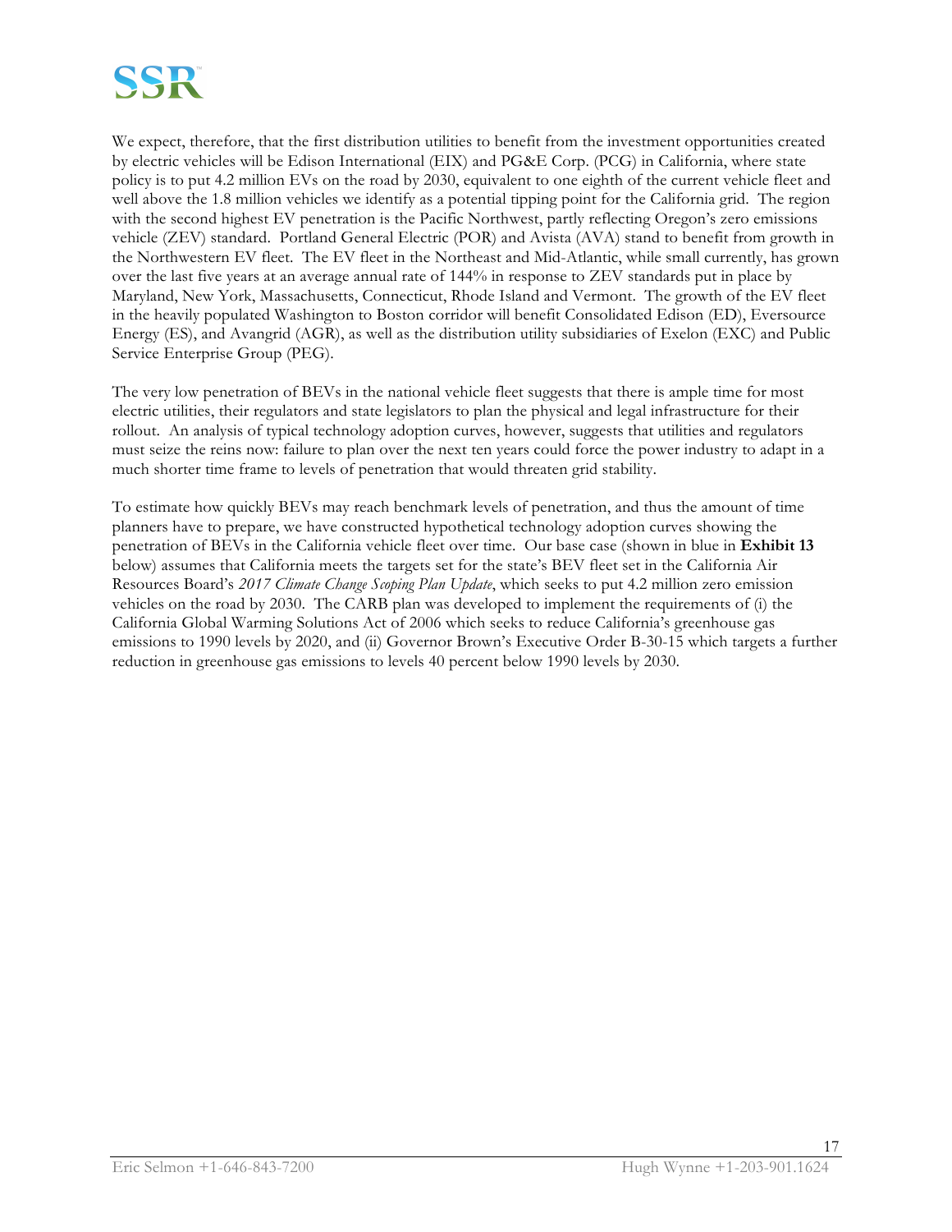We expect, therefore, that the first distribution utilities to benefit from the investment opportunities created by electric vehicles will be Edison International (EIX) and PG&E Corp. (PCG) in California, where state policy is to put 4.2 million EVs on the road by 2030, equivalent to one eighth of the current vehicle fleet and well above the 1.8 million vehicles we identify as a potential tipping point for the California grid. The region with the second highest EV penetration is the Pacific Northwest, partly reflecting Oregon's zero emissions vehicle (ZEV) standard. Portland General Electric (POR) and Avista (AVA) stand to benefit from growth in the Northwestern EV fleet. The EV fleet in the Northeast and Mid-Atlantic, while small currently, has grown over the last five years at an average annual rate of 144% in response to ZEV standards put in place by Maryland, New York, Massachusetts, Connecticut, Rhode Island and Vermont. The growth of the EV fleet in the heavily populated Washington to Boston corridor will benefit Consolidated Edison (ED), Eversource Energy (ES), and Avangrid (AGR), as well as the distribution utility subsidiaries of Exelon (EXC) and Public Service Enterprise Group (PEG).

The very low penetration of BEVs in the national vehicle fleet suggests that there is ample time for most electric utilities, their regulators and state legislators to plan the physical and legal infrastructure for their rollout. An analysis of typical technology adoption curves, however, suggests that utilities and regulators must seize the reins now: failure to plan over the next ten years could force the power industry to adapt in a much shorter time frame to levels of penetration that would threaten grid stability.

To estimate how quickly BEVs may reach benchmark levels of penetration, and thus the amount of time planners have to prepare, we have constructed hypothetical technology adoption curves showing the penetration of BEVs in the California vehicle fleet over time. Our base case (shown in blue in **Exhibit 13** below) assumes that California meets the targets set for the state's BEV fleet set in the California Air Resources Board's *2017 Climate Change Scoping Plan Update*, which seeks to put 4.2 million zero emission vehicles on the road by 2030. The CARB plan was developed to implement the requirements of (i) the California Global Warming Solutions Act of 2006 which seeks to reduce California's greenhouse gas emissions to 1990 levels by 2020, and (ii) Governor Brown's Executive Order B-30-15 which targets a further reduction in greenhouse gas emissions to levels 40 percent below 1990 levels by 2030.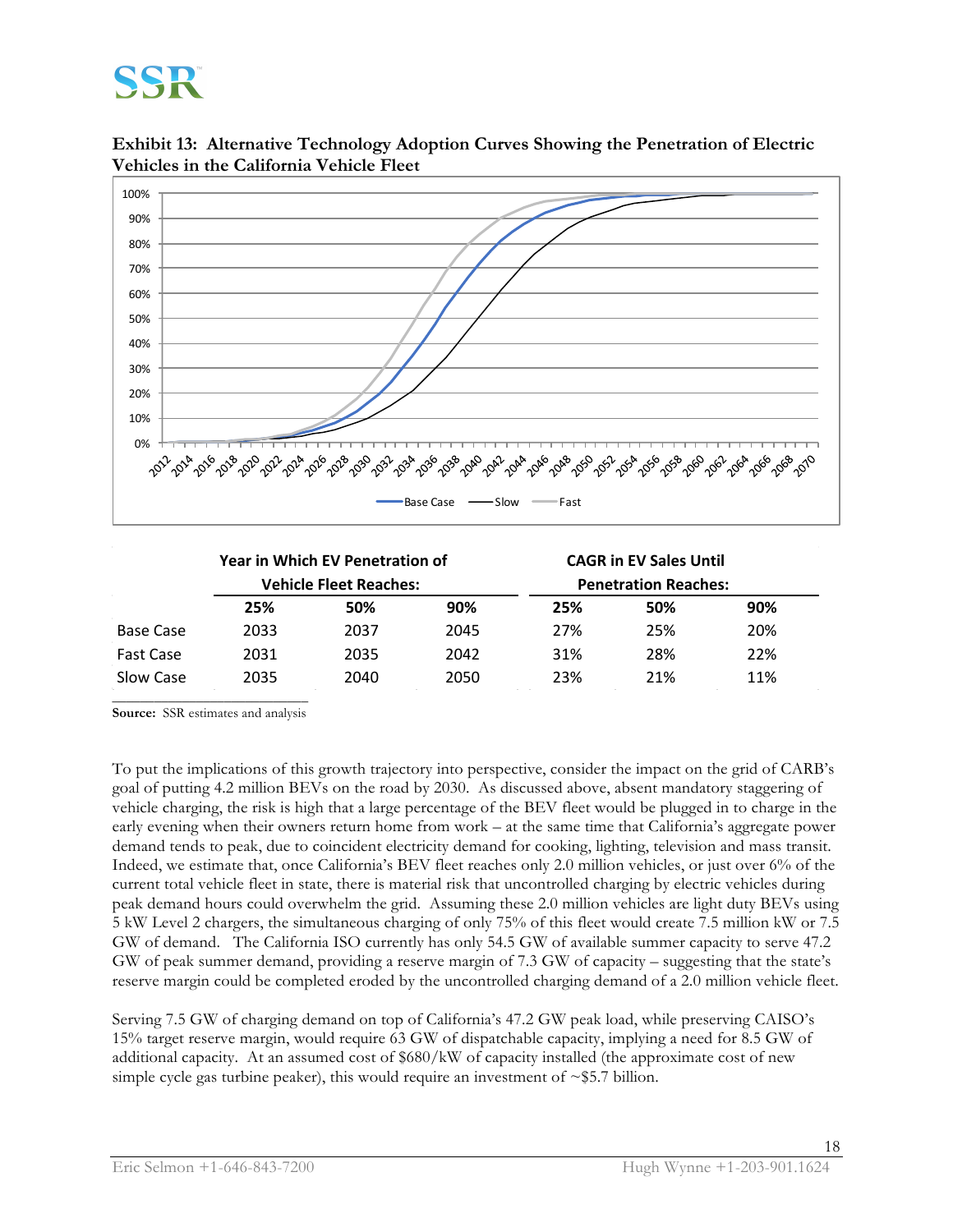**Exhibit 13: Alternative Technology Adoption Curves Showing the Penetration of Electric Vehicles in the California Vehicle Fleet**

| | Year in Which EV Penetration of Vehicle Fleet Reaches: | | | CAGR in EV Sales Until Penetration Reaches: | | |
|---|---|---|---|---|---|---|
| | **25%** | **50%** | **90%** | **25%** | **50%** | **90%** |
| Base Case | 2033 | 2037 | 2045 | 27% | 25% | 20% |
| Fast Case | 2031 | 2035 | 2042 | 31% | 28% | 22% |
| Slow Case | 2035 | 2040 | 2050 | 23% | 21% | 11% |

**Source:** SSR estimates and analysis

To put the implications of this growth trajectory into perspective, consider the impact on the grid of CARB's goal of putting 4.2 million BEVs on the road by 2030. As discussed above, absent mandatory staggering of vehicle charging, the risk is high that a large percentage of the BEV fleet would be plugged in to charge in the early evening when their owners return home from work – at the same time that California's aggregate power demand tends to peak, due to coincident electricity demand for cooking, lighting, television and mass transit. Indeed, we estimate that, once California's BEV fleet reaches only 2.0 million vehicles, or just over 6% of the current total vehicle fleet in state, there is material risk that uncontrolled charging by electric vehicles during peak demand hours could overwhelm the grid. Assuming these 2.0 million vehicles are light duty BEVs using 5 kW Level 2 chargers, the simultaneous charging of only 75% of this fleet would create 7.5 million kW or 7.5 GW of demand. The California ISO currently has only 54.5 GW of available summer capacity to serve 47.2 GW of peak summer demand, providing a reserve margin of 7.3 GW of capacity – suggesting that the state's reserve margin could be completed eroded by the uncontrolled charging demand of a 2.0 million vehicle fleet.

Serving 7.5 GW of charging demand on top of California's 47.2 GW peak load, while preserving CAISO's 15% target reserve margin, would require 63 GW of dispatchable capacity, implying a need for 8.5 GW of additional capacity. At an assumed cost of $680/kW of capacity installed (the approximate cost of new simple cycle gas turbine peaker), this would require an investment of ~$5.7 billion.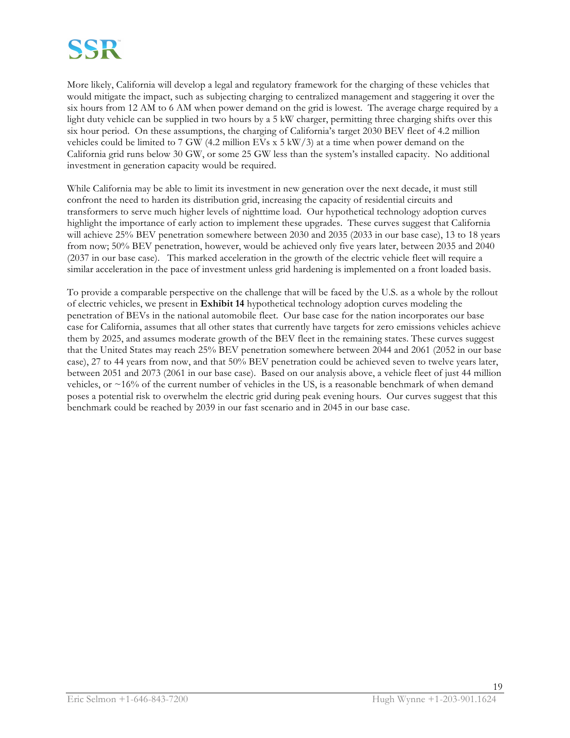More likely, California will develop a legal and regulatory framework for the charging of these vehicles that would mitigate the impact, such as subjecting charging to centralized management and staggering it over the six hours from 12 AM to 6 AM when power demand on the grid is lowest. The average charge required by a light duty vehicle can be supplied in two hours by a 5 kW charger, permitting three charging shifts over this six hour period. On these assumptions, the charging of California's target 2030 BEV fleet of 4.2 million vehicles could be limited to 7 GW (4.2 million EVs x 5 kW/3) at a time when power demand on the California grid runs below 30 GW, or some 25 GW less than the system's installed capacity. No additional investment in generation capacity would be required.

While California may be able to limit its investment in new generation over the next decade, it must still confront the need to harden its distribution grid, increasing the capacity of residential circuits and transformers to serve much higher levels of nighttime load. Our hypothetical technology adoption curves highlight the importance of early action to implement these upgrades. These curves suggest that California will achieve 25% BEV penetration somewhere between 2030 and 2035 (2033 in our base case), 13 to 18 years from now; 50% BEV penetration, however, would be achieved only five years later, between 2035 and 2040 (2037 in our base case). This marked acceleration in the growth of the electric vehicle fleet will require a similar acceleration in the pace of investment unless grid hardening is implemented on a front loaded basis.

To provide a comparable perspective on the challenge that will be faced by the U.S. as a whole by the rollout of electric vehicles, we present in **Exhibit 14** hypothetical technology adoption curves modeling the penetration of BEVs in the national automobile fleet. Our base case for the nation incorporates our base case for California, assumes that all other states that currently have targets for zero emissions vehicles achieve them by 2025, and assumes moderate growth of the BEV fleet in the remaining states. These curves suggest that the United States may reach 25% BEV penetration somewhere between 2044 and 2061 (2052 in our base case), 27 to 44 years from now, and that 50% BEV penetration could be achieved seven to twelve years later, between 2051 and 2073 (2061 in our base case). Based on our analysis above, a vehicle fleet of just 44 million vehicles, or ~16% of the current number of vehicles in the US, is a reasonable benchmark of when demand poses a potential risk to overwhelm the electric grid during peak evening hours. Our curves suggest that this benchmark could be reached by 2039 in our fast scenario and in 2045 in our base case.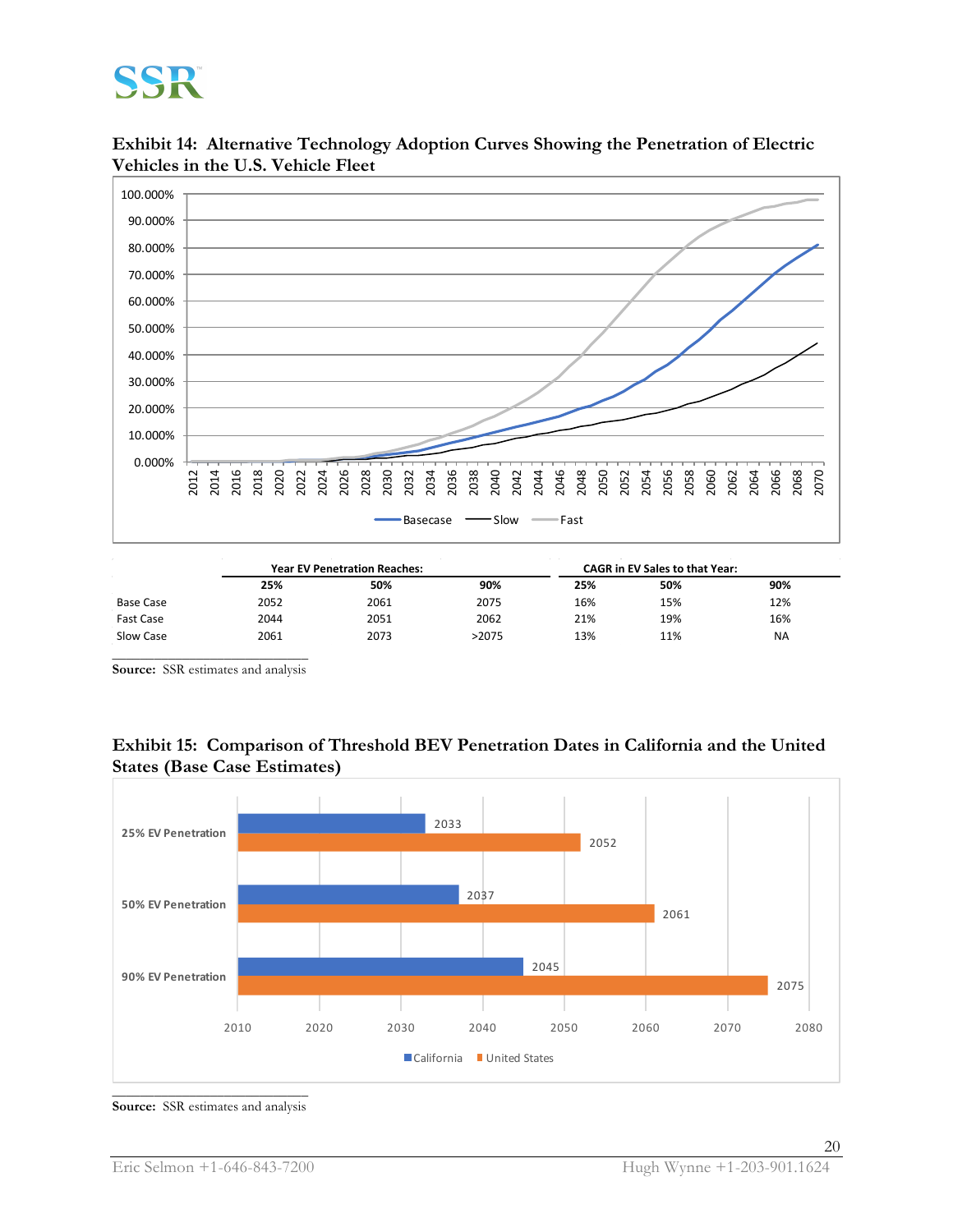**Exhibit 14: Alternative Technology Adoption Curves Showing the Penetration of Electric Vehicles in the U.S. Vehicle Fleet**

| | Year EV Penetration Reaches: | | | CAGR in EV Sales to that Year: | | |
|---|---|---|---|---|---|---|
| | 25% | 50% | 90% | 25% | 50% | 90% |
| Base Case | 2052 | 2061 | 2075 | 16% | 15% | 12% |
| Fast Case | 2044 | 2051 | 2062 | 21% | 19% | 16% |
| Slow Case | 2061 | 2073 | >2075 | 13% | 11% | NA |

**Source:** SSR estimates and analysis

**Exhibit 15: Comparison of Threshold BEV Penetration Dates in California and the United States (Base Case Estimates)**

| | California | United States |
|---|---|---|
| 25% EV Penetration | 2033 | 2052 |
| 50% EV Penetration | 2037 | 2061 |
| 90% EV Penetration | 2045 | 2075 |

**Source:** SSR estimates and analysis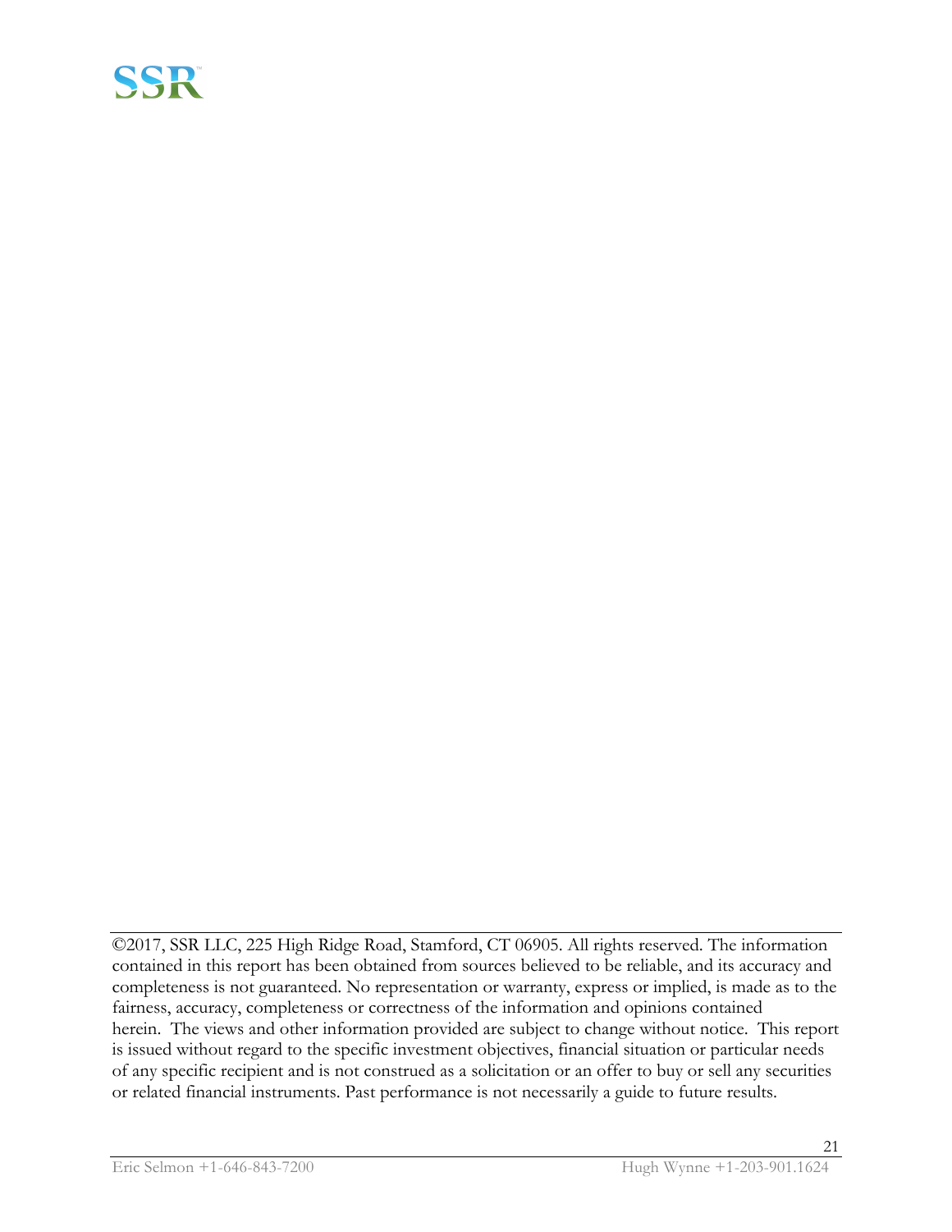©2017, SSR LLC, 225 High Ridge Road, Stamford, CT 06905. All rights reserved. The information contained in this report has been obtained from sources believed to be reliable, and its accuracy and completeness is not guaranteed. No representation or warranty, express or implied, is made as to the fairness, accuracy, completeness or correctness of the information and opinions contained herein. The views and other information provided are subject to change without notice. This report is issued without regard to the specific investment objectives, financial situation or particular needs of any specific recipient and is not construed as a solicitation or an offer to buy or sell any securities or related financial instruments. Past performance is not necessarily a guide to future results.